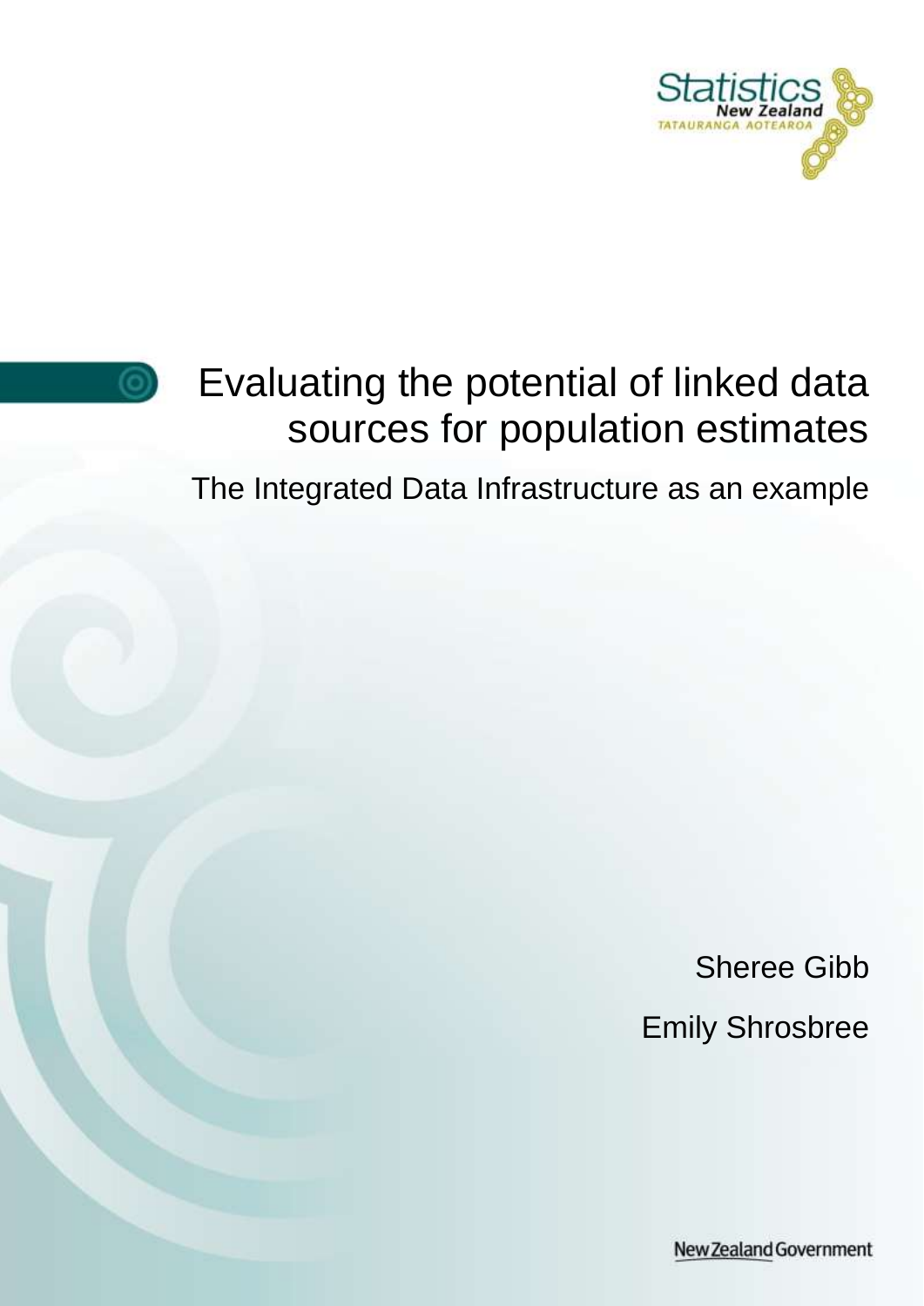Statistics New Zealand
TATAURANGA AOTEAROA

# Evaluating the potential of linked data sources for population estimates

## The Integrated Data Infrastructure as an example

Sheree Gibb

Emily Shrosbree

New Zealand Government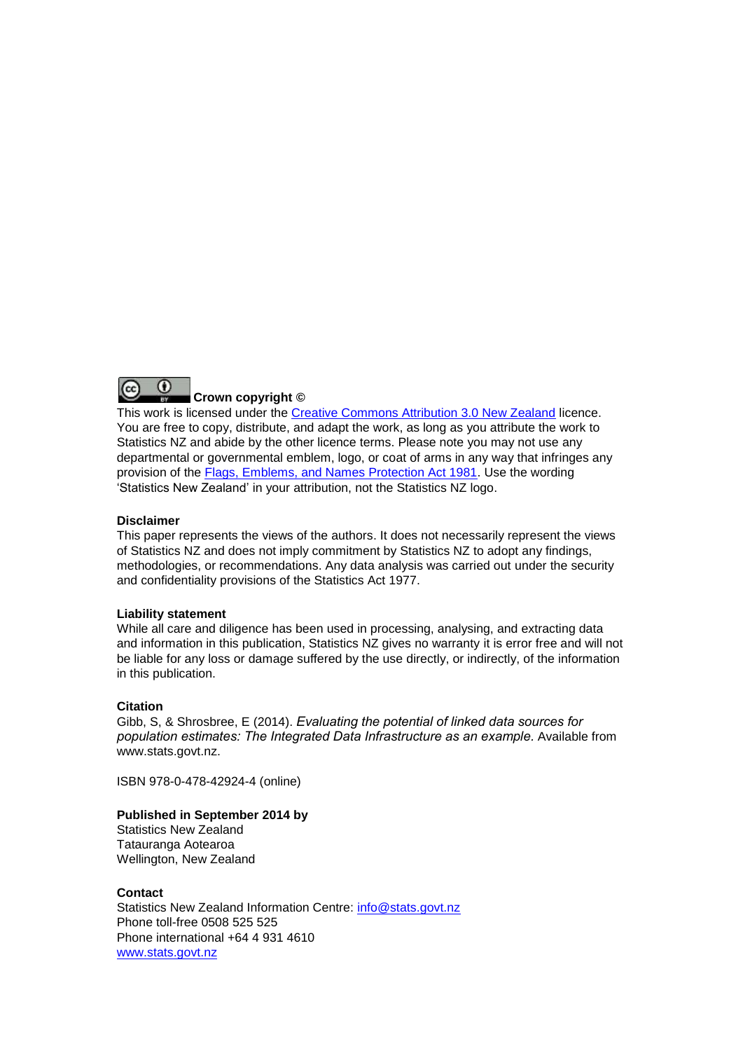**Crown copyright ©**

This work is licensed under the Creative Commons Attribution 3.0 New Zealand licence. You are free to copy, distribute, and adapt the work, as long as you attribute the work to Statistics NZ and abide by the other licence terms. Please note you may not use any departmental or governmental emblem, logo, or coat of arms in any way that infringes any provision of the Flags, Emblems, and Names Protection Act 1981. Use the wording 'Statistics New Zealand' in your attribution, not the Statistics NZ logo.

**Disclaimer**

This paper represents the views of the authors. It does not necessarily represent the views of Statistics NZ and does not imply commitment by Statistics NZ to adopt any findings, methodologies, or recommendations. Any data analysis was carried out under the security and confidentiality provisions of the Statistics Act 1977.

**Liability statement**

While all care and diligence has been used in processing, analysing, and extracting data and information in this publication, Statistics NZ gives no warranty it is error free and will not be liable for any loss or damage suffered by the use directly, or indirectly, of the information in this publication.

**Citation**

Gibb, S, & Shrosbree, E (2014). *Evaluating the potential of linked data sources for population estimates: The Integrated Data Infrastructure as an example.* Available from www.stats.govt.nz.

ISBN 978-0-478-42924-4 (online)

**Published in September 2014 by**

Statistics New Zealand
Tatauranga Aotearoa
Wellington, New Zealand

**Contact**

Statistics New Zealand Information Centre: info@stats.govt.nz
Phone toll-free 0508 525 525
Phone international +64 4 931 4610
www.stats.govt.nz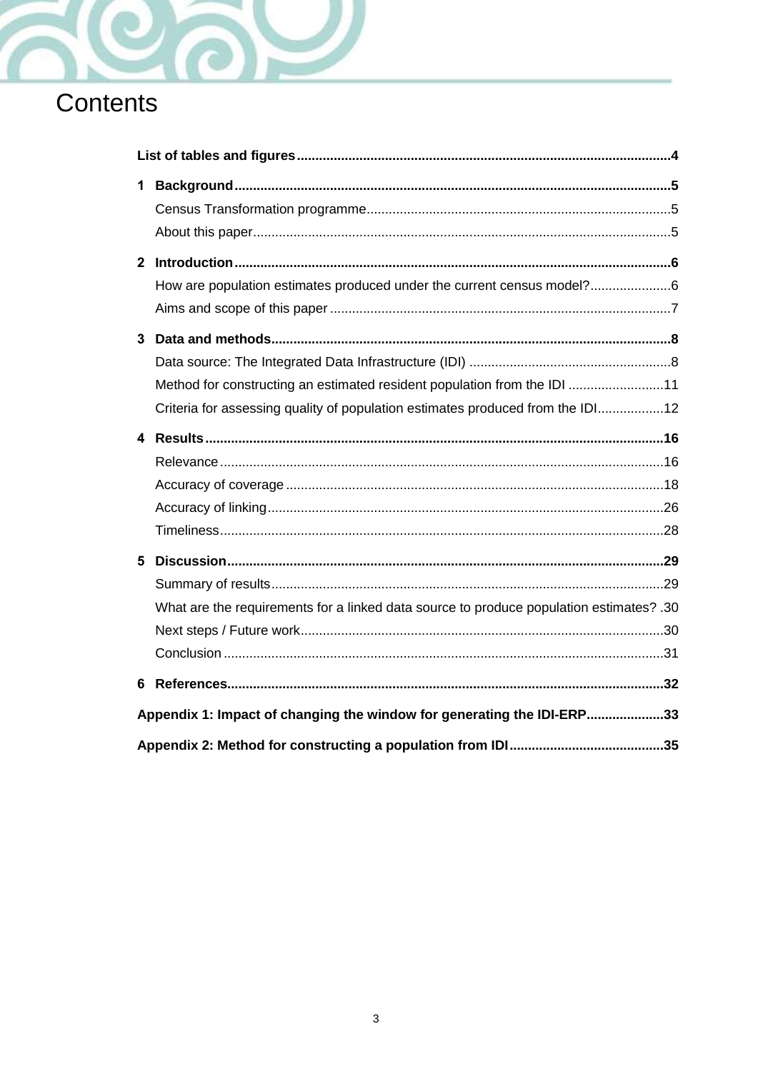# Contents

**List of tables and figures** .......... **4**

**1 Background** .......... **5**

- Census Transformation programme .......... 5
- About this paper .......... 5

**2 Introduction** .......... **6**

- How are population estimates produced under the current census model? .......... 6
- Aims and scope of this paper .......... 7

**3 Data and methods** .......... **8**

- Data source: The Integrated Data Infrastructure (IDI) .......... 8
- Method for constructing an estimated resident population from the IDI .......... 11
- Criteria for assessing quality of population estimates produced from the IDI .......... 12

**4 Results** .......... **16**

- Relevance .......... 16
- Accuracy of coverage .......... 18
- Accuracy of linking .......... 26
- Timeliness .......... 28

**5 Discussion** .......... **29**

- Summary of results .......... 29
- What are the requirements for a linked data source to produce population estimates? .......... 30
- Next steps / Future work .......... 30
- Conclusion .......... 31

**6 References** .......... **32**

**Appendix 1: Impact of changing the window for generating the IDI-ERP** .......... **33**

**Appendix 2: Method for constructing a population from IDI** .......... **35**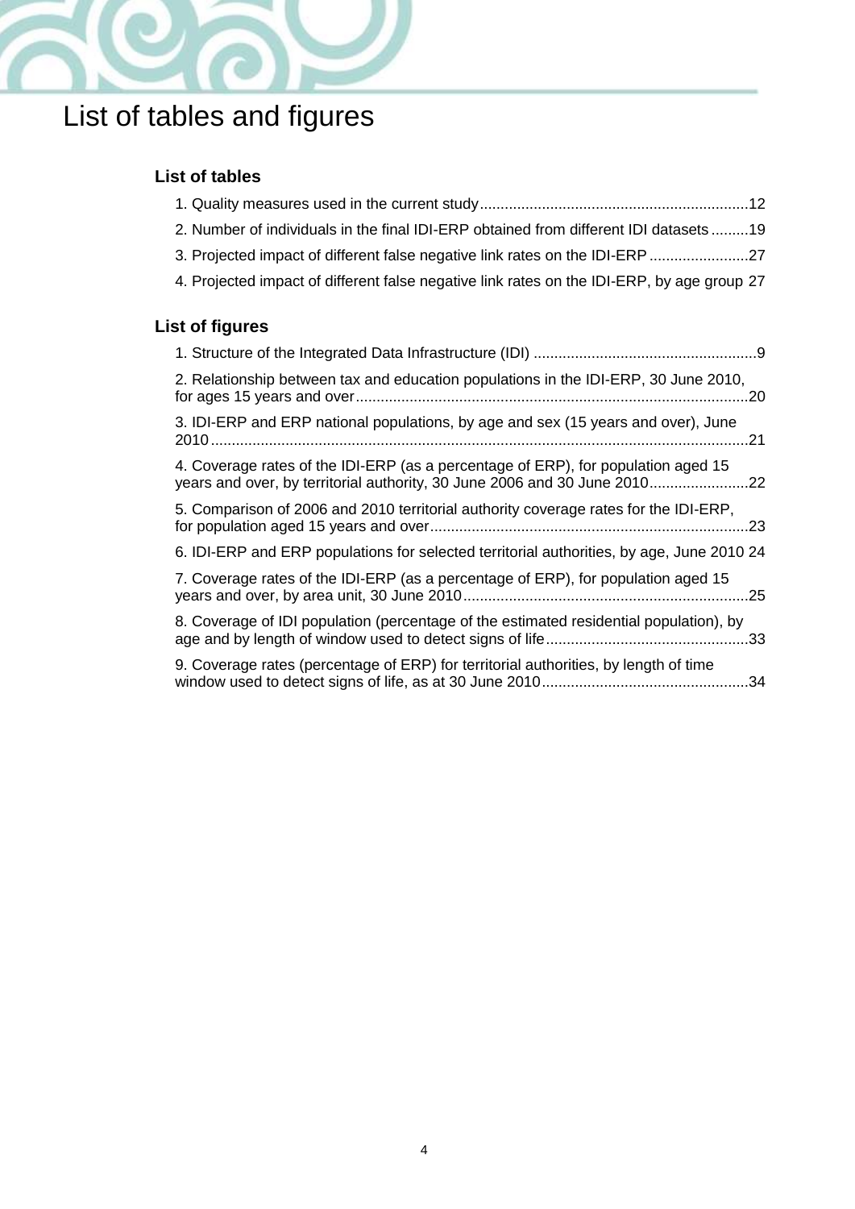# List of tables and figures

## List of tables

1. Quality measures used in the current study ................................................................12
2. Number of individuals in the final IDI-ERP obtained from different IDI datasets .........19
3. Projected impact of different false negative link rates on the IDI-ERP ........................27
4. Projected impact of different false negative link rates on the IDI-ERP, by age group 27

## List of figures

1. Structure of the Integrated Data Infrastructure (IDI) ......................................................9
2. Relationship between tax and education populations in the IDI-ERP, 30 June 2010, for ages 15 years and over..............................................................................................20
3. IDI-ERP and ERP national populations, by age and sex (15 years and over), June 2010.................................................................................................................................21
4. Coverage rates of the IDI-ERP (as a percentage of ERP), for population aged 15 years and over, by territorial authority, 30 June 2006 and 30 June 2010........................22
5. Comparison of 2006 and 2010 territorial authority coverage rates for the IDI-ERP, for population aged 15 years and over............................................................................23
6. IDI-ERP and ERP populations for selected territorial authorities, by age, June 2010 24
7. Coverage rates of the IDI-ERP (as a percentage of ERP), for population aged 15 years and over, by area unit, 30 June 2010....................................................................25
8. Coverage of IDI population (percentage of the estimated residential population), by age and by length of window used to detect signs of life.................................................33
9. Coverage rates (percentage of ERP) for territorial authorities, by length of time window used to detect signs of life, as at 30 June 2010..................................................34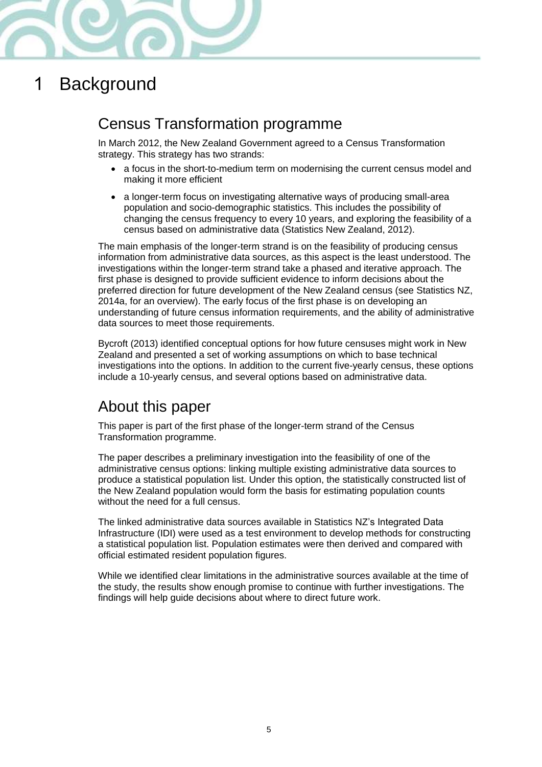# 1 Background

## Census Transformation programme

In March 2012, the New Zealand Government agreed to a Census Transformation strategy. This strategy has two strands:

- a focus in the short-to-medium term on modernising the current census model and making it more efficient
- a longer-term focus on investigating alternative ways of producing small-area population and socio-demographic statistics. This includes the possibility of changing the census frequency to every 10 years, and exploring the feasibility of a census based on administrative data (Statistics New Zealand, 2012).

The main emphasis of the longer-term strand is on the feasibility of producing census information from administrative data sources, as this aspect is the least understood. The investigations within the longer-term strand take a phased and iterative approach. The first phase is designed to provide sufficient evidence to inform decisions about the preferred direction for future development of the New Zealand census (see Statistics NZ, 2014a, for an overview). The early focus of the first phase is on developing an understanding of future census information requirements, and the ability of administrative data sources to meet those requirements.

Bycroft (2013) identified conceptual options for how future censuses might work in New Zealand and presented a set of working assumptions on which to base technical investigations into the options. In addition to the current five-yearly census, these options include a 10-yearly census, and several options based on administrative data.

## About this paper

This paper is part of the first phase of the longer-term strand of the Census Transformation programme.

The paper describes a preliminary investigation into the feasibility of one of the administrative census options: linking multiple existing administrative data sources to produce a statistical population list. Under this option, the statistically constructed list of the New Zealand population would form the basis for estimating population counts without the need for a full census.

The linked administrative data sources available in Statistics NZ's Integrated Data Infrastructure (IDI) were used as a test environment to develop methods for constructing a statistical population list. Population estimates were then derived and compared with official estimated resident population figures.

While we identified clear limitations in the administrative sources available at the time of the study, the results show enough promise to continue with further investigations. The findings will help guide decisions about where to direct future work.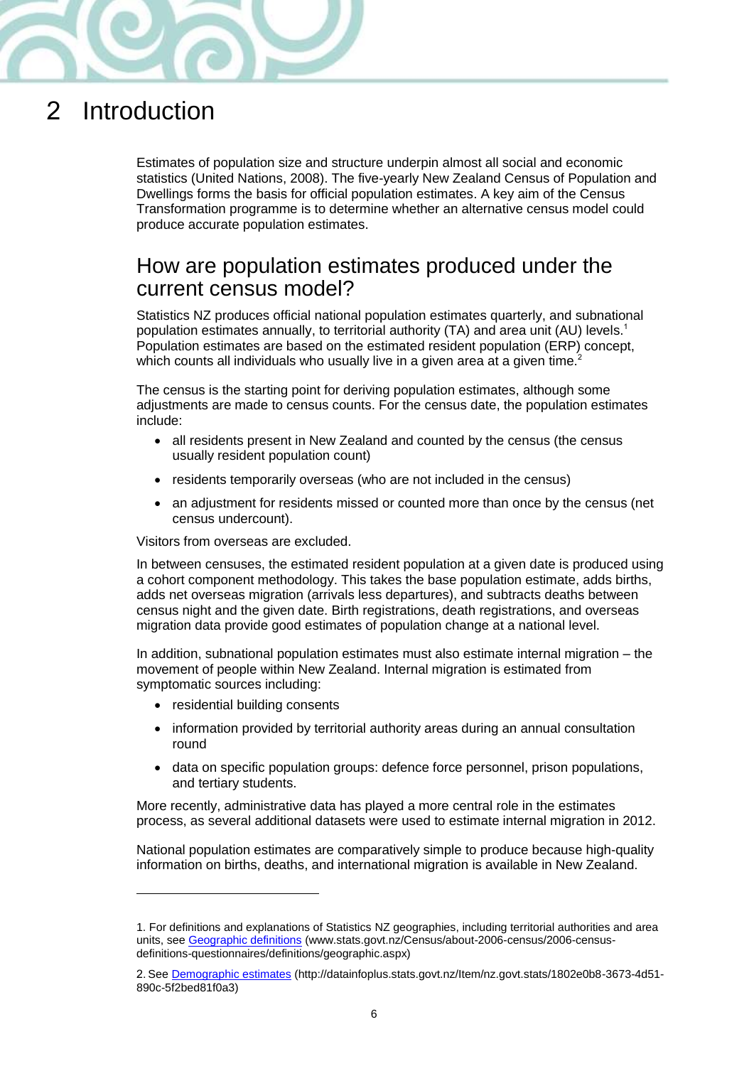# 2 Introduction

Estimates of population size and structure underpin almost all social and economic statistics (United Nations, 2008). The five-yearly New Zealand Census of Population and Dwellings forms the basis for official population estimates. A key aim of the Census Transformation programme is to determine whether an alternative census model could produce accurate population estimates.

## How are population estimates produced under the current census model?

Statistics NZ produces official national population estimates quarterly, and subnational population estimates annually, to territorial authority (TA) and area unit (AU) levels.[1] Population estimates are based on the estimated resident population (ERP) concept, which counts all individuals who usually live in a given area at a given time.[2]

The census is the starting point for deriving population estimates, although some adjustments are made to census counts. For the census date, the population estimates include:

- all residents present in New Zealand and counted by the census (the census usually resident population count)
- residents temporarily overseas (who are not included in the census)
- an adjustment for residents missed or counted more than once by the census (net census undercount).

Visitors from overseas are excluded.

In between censuses, the estimated resident population at a given date is produced using a cohort component methodology. This takes the base population estimate, adds births, adds net overseas migration (arrivals less departures), and subtracts deaths between census night and the given date. Birth registrations, death registrations, and overseas migration data provide good estimates of population change at a national level.

In addition, subnational population estimates must also estimate internal migration – the movement of people within New Zealand. Internal migration is estimated from symptomatic sources including:

- residential building consents
- information provided by territorial authority areas during an annual consultation round
- data on specific population groups: defence force personnel, prison populations, and tertiary students.

More recently, administrative data has played a more central role in the estimates process, as several additional datasets were used to estimate internal migration in 2012.

National population estimates are comparatively simple to produce because high-quality information on births, deaths, and international migration is available in New Zealand.

---

1. For definitions and explanations of Statistics NZ geographies, including territorial authorities and area units, see Geographic definitions (www.stats.govt.nz/Census/about-2006-census/2006-census-definitions-questionnaires/definitions/geographic.aspx)

2. See Demographic estimates (http://datainfoplus.stats.govt.nz/Item/nz.govt.stats/1802e0b8-3673-4d51-890c-5f2bed81f0a3)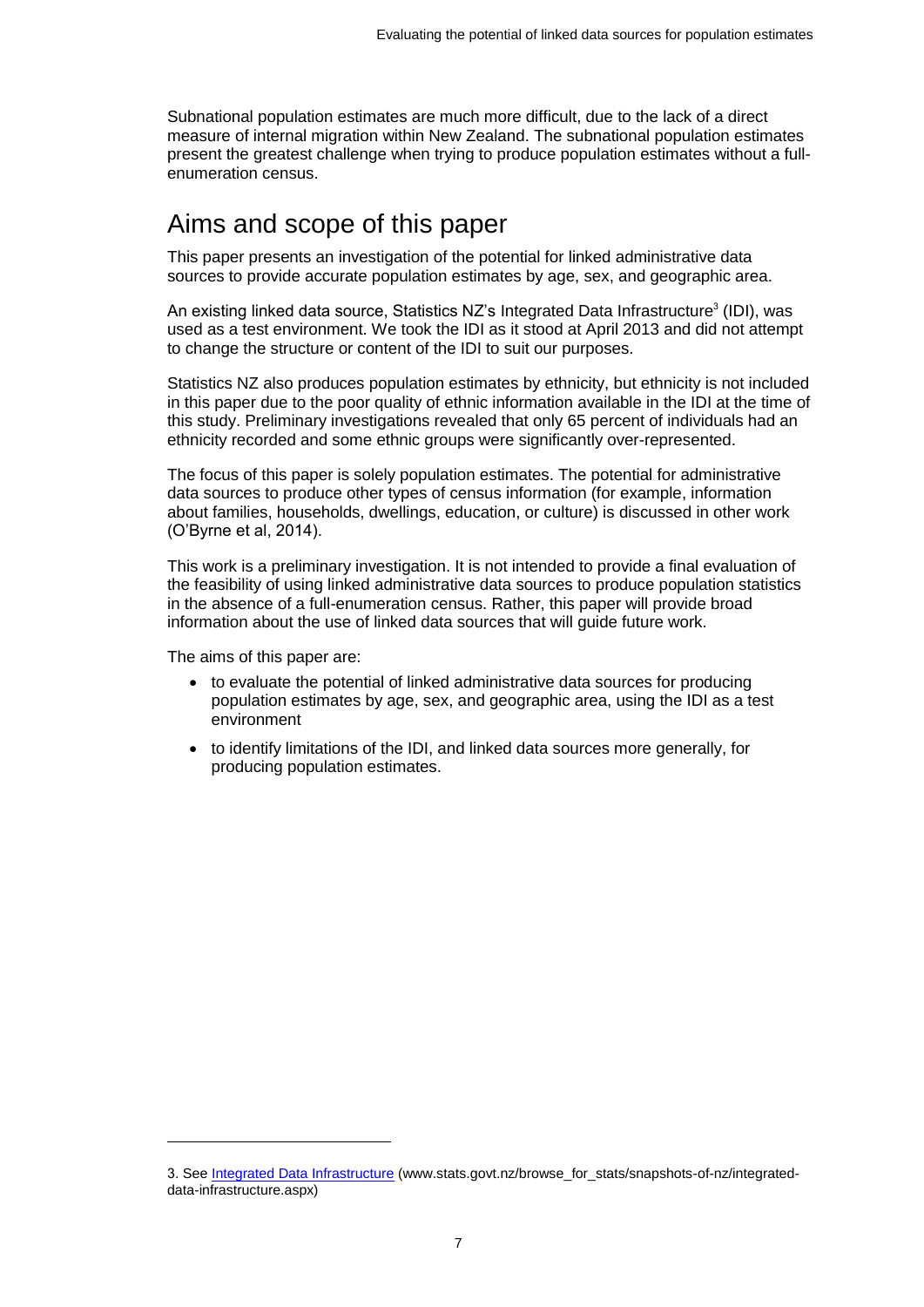Subnational population estimates are much more difficult, due to the lack of a direct measure of internal migration within New Zealand. The subnational population estimates present the greatest challenge when trying to produce population estimates without a full-enumeration census.

## Aims and scope of this paper

This paper presents an investigation of the potential for linked administrative data sources to provide accurate population estimates by age, sex, and geographic area.

An existing linked data source, Statistics NZ's Integrated Data Infrastructure[3] (IDI), was used as a test environment. We took the IDI as it stood at April 2013 and did not attempt to change the structure or content of the IDI to suit our purposes.

Statistics NZ also produces population estimates by ethnicity, but ethnicity is not included in this paper due to the poor quality of ethnic information available in the IDI at the time of this study. Preliminary investigations revealed that only 65 percent of individuals had an ethnicity recorded and some ethnic groups were significantly over-represented.

The focus of this paper is solely population estimates. The potential for administrative data sources to produce other types of census information (for example, information about families, households, dwellings, education, or culture) is discussed in other work (O'Byrne et al, 2014).

This work is a preliminary investigation. It is not intended to provide a final evaluation of the feasibility of using linked administrative data sources to produce population statistics in the absence of a full-enumeration census. Rather, this paper will provide broad information about the use of linked data sources that will guide future work.

The aims of this paper are:

- to evaluate the potential of linked administrative data sources for producing population estimates by age, sex, and geographic area, using the IDI as a test environment
- to identify limitations of the IDI, and linked data sources more generally, for producing population estimates.

---

3. See [Integrated Data Infrastructure](www.stats.govt.nz/browse_for_stats/snapshots-of-nz/integrated-data-infrastructure.aspx) (www.stats.govt.nz/browse_for_stats/snapshots-of-nz/integrated-data-infrastructure.aspx)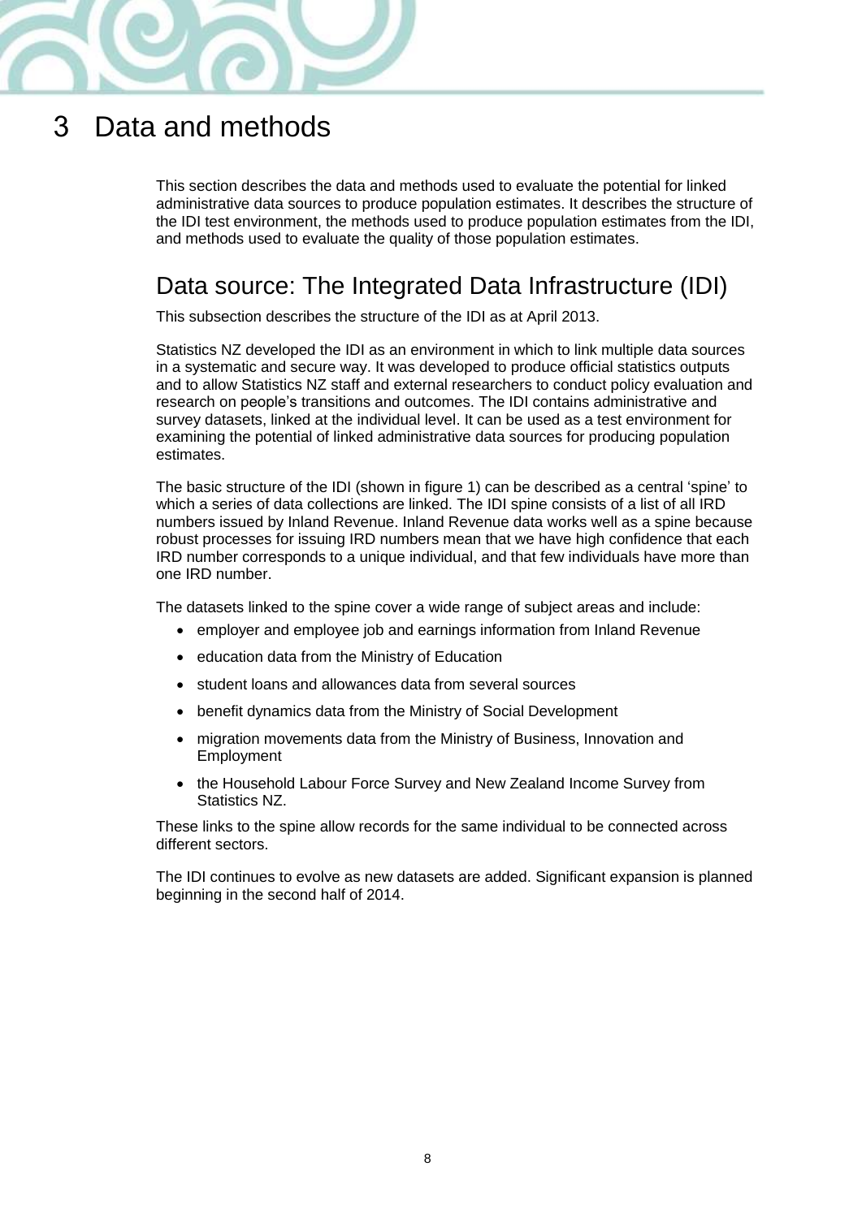# 3 Data and methods

This section describes the data and methods used to evaluate the potential for linked administrative data sources to produce population estimates. It describes the structure of the IDI test environment, the methods used to produce population estimates from the IDI, and methods used to evaluate the quality of those population estimates.

## Data source: The Integrated Data Infrastructure (IDI)

This subsection describes the structure of the IDI as at April 2013.

Statistics NZ developed the IDI as an environment in which to link multiple data sources in a systematic and secure way. It was developed to produce official statistics outputs and to allow Statistics NZ staff and external researchers to conduct policy evaluation and research on people's transitions and outcomes. The IDI contains administrative and survey datasets, linked at the individual level. It can be used as a test environment for examining the potential of linked administrative data sources for producing population estimates.

The basic structure of the IDI (shown in figure 1) can be described as a central 'spine' to which a series of data collections are linked. The IDI spine consists of a list of all IRD numbers issued by Inland Revenue. Inland Revenue data works well as a spine because robust processes for issuing IRD numbers mean that we have high confidence that each IRD number corresponds to a unique individual, and that few individuals have more than one IRD number.

The datasets linked to the spine cover a wide range of subject areas and include:

- employer and employee job and earnings information from Inland Revenue
- education data from the Ministry of Education
- student loans and allowances data from several sources
- benefit dynamics data from the Ministry of Social Development
- migration movements data from the Ministry of Business, Innovation and Employment
- the Household Labour Force Survey and New Zealand Income Survey from Statistics NZ.

These links to the spine allow records for the same individual to be connected across different sectors.

The IDI continues to evolve as new datasets are added. Significant expansion is planned beginning in the second half of 2014.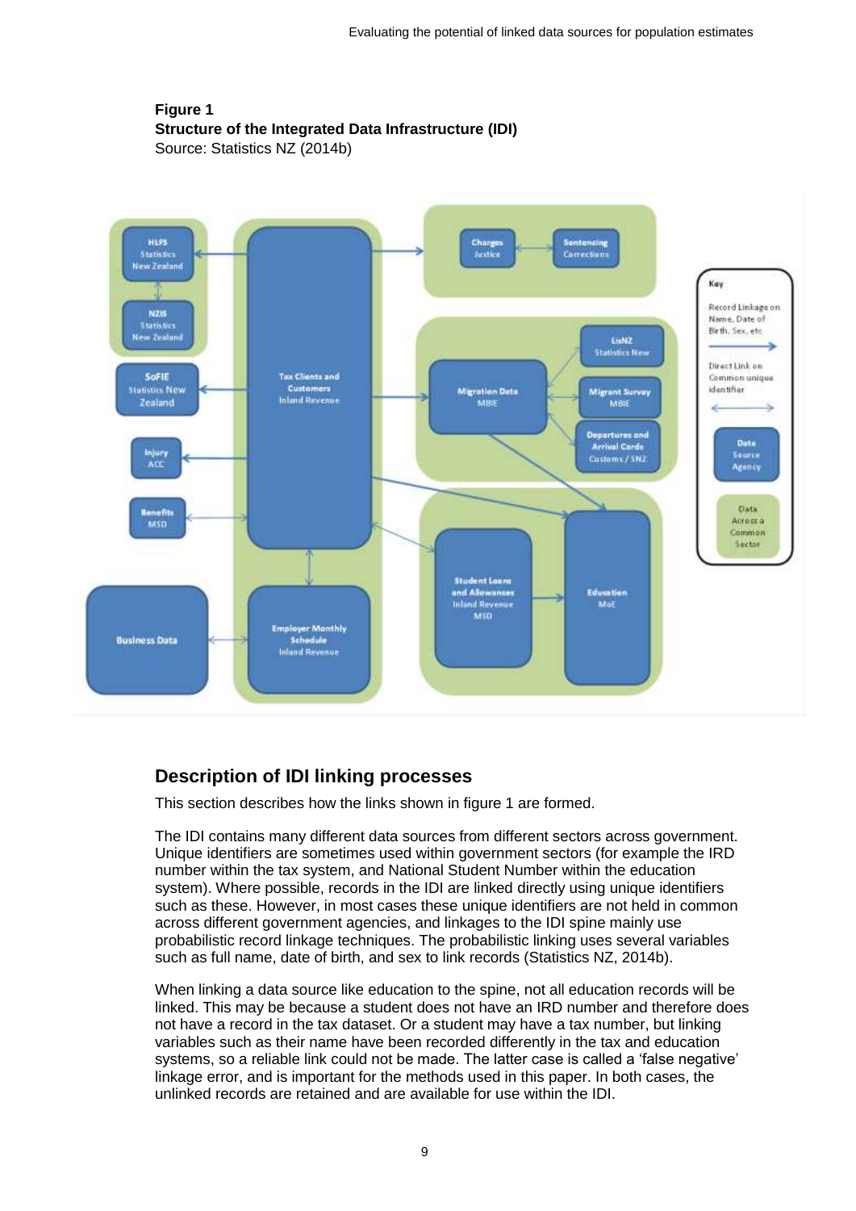**Figure 1**
**Structure of the Integrated Data Infrastructure (IDI)**
Source: Statistics NZ (2014b)

## Description of IDI linking processes

This section describes how the links shown in figure 1 are formed.

The IDI contains many different data sources from different sectors across government. Unique identifiers are sometimes used within government sectors (for example the IRD number within the tax system, and National Student Number within the education system). Where possible, records in the IDI are linked directly using unique identifiers such as these. However, in most cases these unique identifiers are not held in common across different government agencies, and linkages to the IDI spine mainly use probabilistic record linkage techniques. The probabilistic linking uses several variables such as full name, date of birth, and sex to link records (Statistics NZ, 2014b).

When linking a data source like education to the spine, not all education records will be linked. This may be because a student does not have an IRD number and therefore does not have a record in the tax dataset. Or a student may have a tax number, but linking variables such as their name have been recorded differently in the tax and education systems, so a reliable link could not be made. The latter case is called a 'false negative' linkage error, and is important for the methods used in this paper. In both cases, the unlinked records are retained and are available for use within the IDI.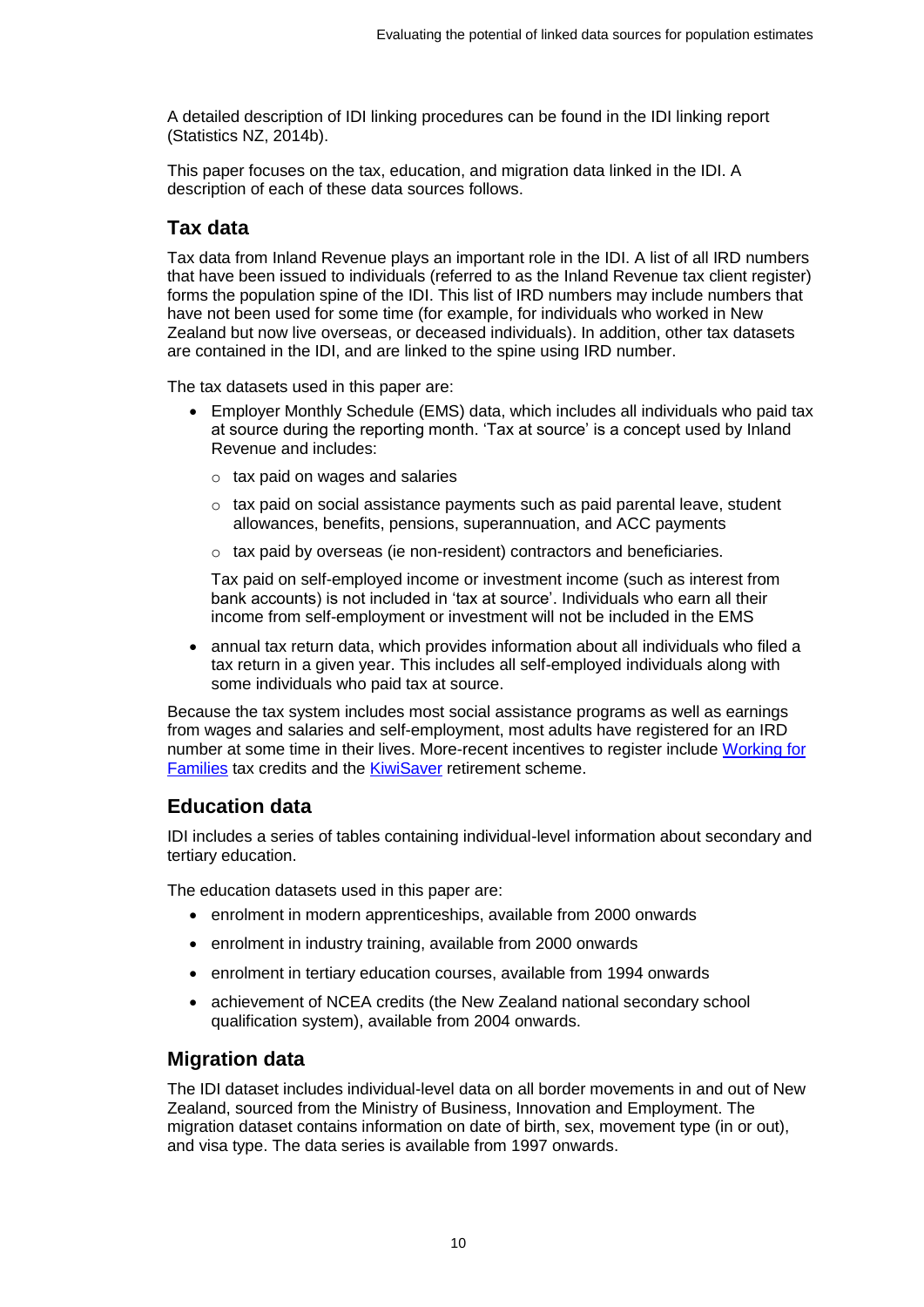A detailed description of IDI linking procedures can be found in the IDI linking report (Statistics NZ, 2014b).

This paper focuses on the tax, education, and migration data linked in the IDI. A description of each of these data sources follows.

## Tax data

Tax data from Inland Revenue plays an important role in the IDI. A list of all IRD numbers that have been issued to individuals (referred to as the Inland Revenue tax client register) forms the population spine of the IDI. This list of IRD numbers may include numbers that have not been used for some time (for example, for individuals who worked in New Zealand but now live overseas, or deceased individuals). In addition, other tax datasets are contained in the IDI, and are linked to the spine using IRD number.

The tax datasets used in this paper are:

- Employer Monthly Schedule (EMS) data, which includes all individuals who paid tax at source during the reporting month. 'Tax at source' is a concept used by Inland Revenue and includes:
    - tax paid on wages and salaries
    - tax paid on social assistance payments such as paid parental leave, student allowances, benefits, pensions, superannuation, and ACC payments
    - tax paid by overseas (ie non-resident) contractors and beneficiaries.

  Tax paid on self-employed income or investment income (such as interest from bank accounts) is not included in 'tax at source'. Individuals who earn all their income from self-employment or investment will not be included in the EMS

- annual tax return data, which provides information about all individuals who filed a tax return in a given year. This includes all self-employed individuals along with some individuals who paid tax at source.

Because the tax system includes most social assistance programs as well as earnings from wages and salaries and self-employment, most adults have registered for an IRD number at some time in their lives. More-recent incentives to register include Working for Families tax credits and the KiwiSaver retirement scheme.

## Education data

IDI includes a series of tables containing individual-level information about secondary and tertiary education.

The education datasets used in this paper are:

- enrolment in modern apprenticeships, available from 2000 onwards
- enrolment in industry training, available from 2000 onwards
- enrolment in tertiary education courses, available from 1994 onwards
- achievement of NCEA credits (the New Zealand national secondary school qualification system), available from 2004 onwards.

## Migration data

The IDI dataset includes individual-level data on all border movements in and out of New Zealand, sourced from the Ministry of Business, Innovation and Employment. The migration dataset contains information on date of birth, sex, movement type (in or out), and visa type. The data series is available from 1997 onwards.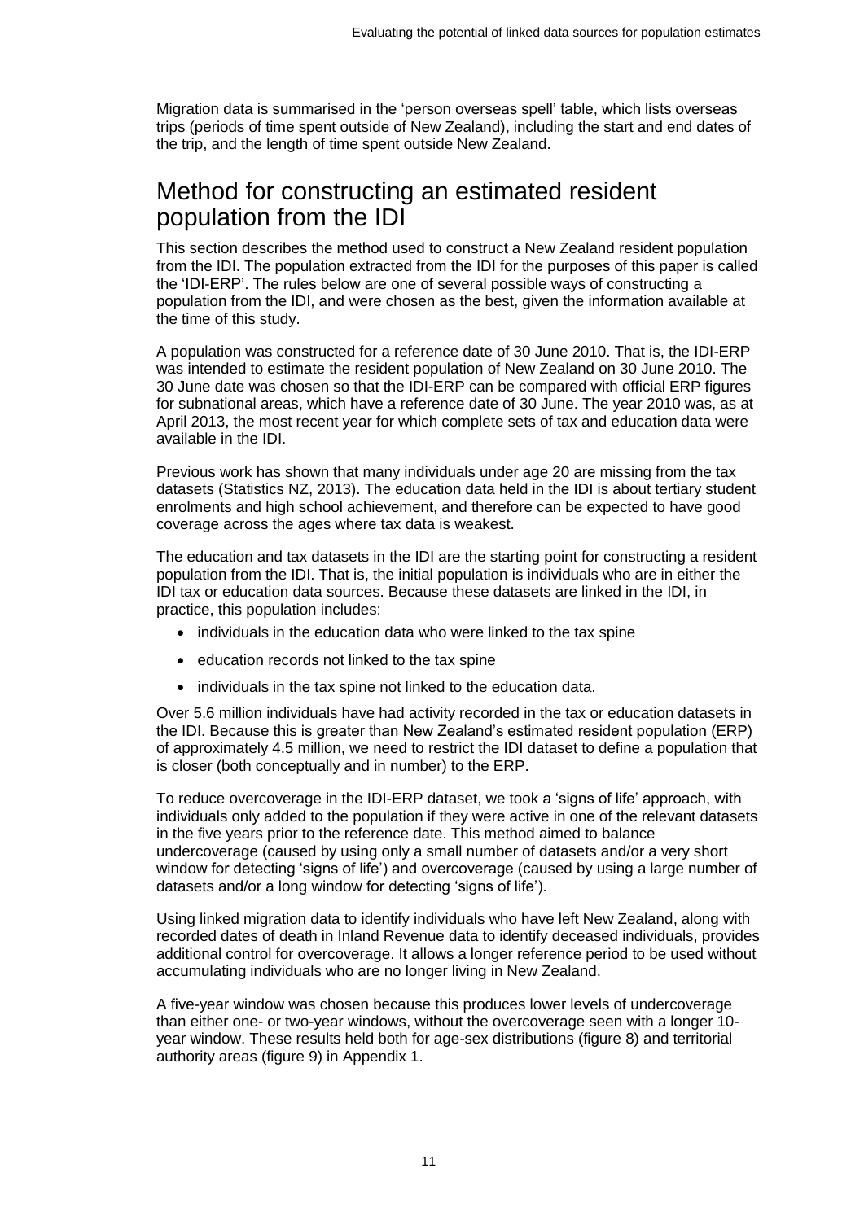Migration data is summarised in the 'person overseas spell' table, which lists overseas trips (periods of time spent outside of New Zealand), including the start and end dates of the trip, and the length of time spent outside New Zealand.

## Method for constructing an estimated resident population from the IDI

This section describes the method used to construct a New Zealand resident population from the IDI. The population extracted from the IDI for the purposes of this paper is called the 'IDI-ERP'. The rules below are one of several possible ways of constructing a population from the IDI, and were chosen as the best, given the information available at the time of this study.

A population was constructed for a reference date of 30 June 2010. That is, the IDI-ERP was intended to estimate the resident population of New Zealand on 30 June 2010. The 30 June date was chosen so that the IDI-ERP can be compared with official ERP figures for subnational areas, which have a reference date of 30 June. The year 2010 was, as at April 2013, the most recent year for which complete sets of tax and education data were available in the IDI.

Previous work has shown that many individuals under age 20 are missing from the tax datasets (Statistics NZ, 2013). The education data held in the IDI is about tertiary student enrolments and high school achievement, and therefore can be expected to have good coverage across the ages where tax data is weakest.

The education and tax datasets in the IDI are the starting point for constructing a resident population from the IDI. That is, the initial population is individuals who are in either the IDI tax or education data sources. Because these datasets are linked in the IDI, in practice, this population includes:

- individuals in the education data who were linked to the tax spine
- education records not linked to the tax spine
- individuals in the tax spine not linked to the education data.

Over 5.6 million individuals have had activity recorded in the tax or education datasets in the IDI. Because this is greater than New Zealand's estimated resident population (ERP) of approximately 4.5 million, we need to restrict the IDI dataset to define a population that is closer (both conceptually and in number) to the ERP.

To reduce overcoverage in the IDI-ERP dataset, we took a 'signs of life' approach, with individuals only added to the population if they were active in one of the relevant datasets in the five years prior to the reference date. This method aimed to balance undercoverage (caused by using only a small number of datasets and/or a very short window for detecting 'signs of life') and overcoverage (caused by using a large number of datasets and/or a long window for detecting 'signs of life').

Using linked migration data to identify individuals who have left New Zealand, along with recorded dates of death in Inland Revenue data to identify deceased individuals, provides additional control for overcoverage. It allows a longer reference period to be used without accumulating individuals who are no longer living in New Zealand.

A five-year window was chosen because this produces lower levels of undercoverage than either one- or two-year windows, without the overcoverage seen with a longer 10-year window. These results held both for age-sex distributions (figure 8) and territorial authority areas (figure 9) in Appendix 1.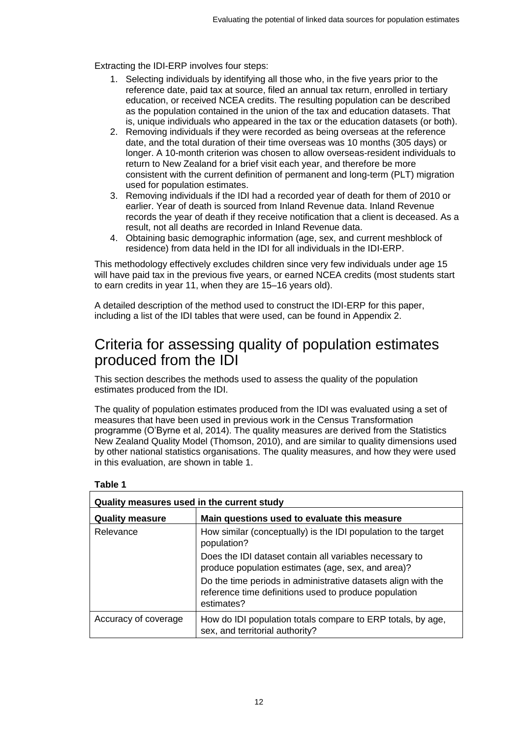Extracting the IDI-ERP involves four steps:

1. Selecting individuals by identifying all those who, in the five years prior to the reference date, paid tax at source, filed an annual tax return, enrolled in tertiary education, or received NCEA credits. The resulting population can be described as the population contained in the union of the tax and education datasets. That is, unique individuals who appeared in the tax or the education datasets (or both).
2. Removing individuals if they were recorded as being overseas at the reference date, and the total duration of their time overseas was 10 months (305 days) or longer. A 10-month criterion was chosen to allow overseas-resident individuals to return to New Zealand for a brief visit each year, and therefore be more consistent with the current definition of permanent and long-term (PLT) migration used for population estimates.
3. Removing individuals if the IDI had a recorded year of death for them of 2010 or earlier. Year of death is sourced from Inland Revenue data. Inland Revenue records the year of death if they receive notification that a client is deceased. As a result, not all deaths are recorded in Inland Revenue data.
4. Obtaining basic demographic information (age, sex, and current meshblock of residence) from data held in the IDI for all individuals in the IDI-ERP.

This methodology effectively excludes children since very few individuals under age 15 will have paid tax in the previous five years, or earned NCEA credits (most students start to earn credits in year 11, when they are 15–16 years old).

A detailed description of the method used to construct the IDI-ERP for this paper, including a list of the IDI tables that were used, can be found in Appendix 2.

# Criteria for assessing quality of population estimates produced from the IDI

This section describes the methods used to assess the quality of the population estimates produced from the IDI.

The quality of population estimates produced from the IDI was evaluated using a set of measures that have been used in previous work in the Census Transformation programme (O'Byrne et al, 2014). The quality measures are derived from the Statistics New Zealand Quality Model (Thomson, 2010), and are similar to quality dimensions used by other national statistics organisations. The quality measures, and how they were used in this evaluation, are shown in table 1.

**Table 1**

**Quality measures used in the current study**

| Quality measure | Main questions used to evaluate this measure |
|---|---|
| Relevance | How similar (conceptually) is the IDI population to the target population?<br>Does the IDI dataset contain all variables necessary to produce population estimates (age, sex, and area)?<br>Do the time periods in administrative datasets align with the reference time definitions used to produce population estimates? |
| Accuracy of coverage | How do IDI population totals compare to ERP totals, by age, sex, and territorial authority? |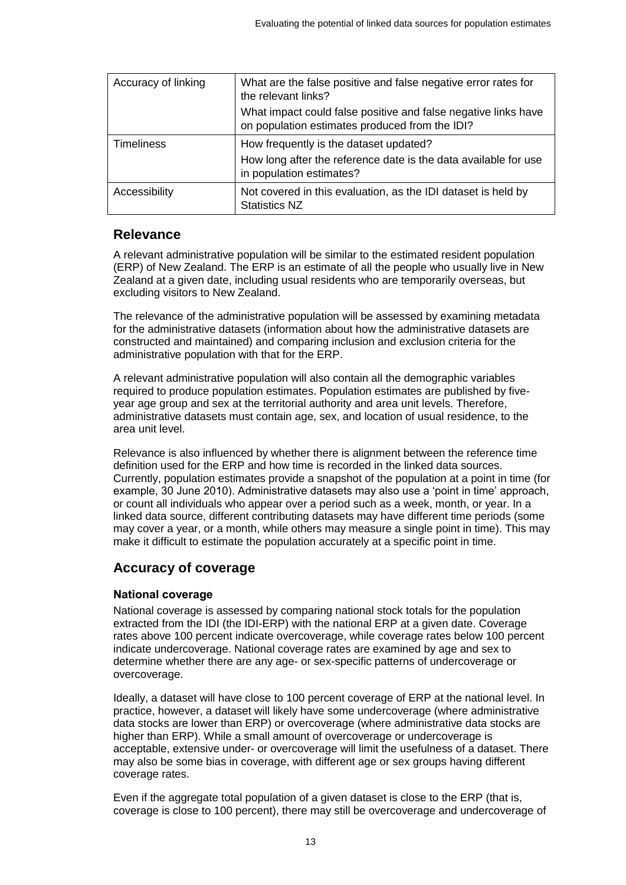| Accuracy of linking | What are the false positive and false negative error rates for the relevant links?<br>What impact could false positive and false negative links have on population estimates produced from the IDI? |
|---|---|
| Timeliness | How frequently is the dataset updated?<br>How long after the reference date is the data available for use in population estimates? |
| Accessibility | Not covered in this evaluation, as the IDI dataset is held by Statistics NZ |

## Relevance

A relevant administrative population will be similar to the estimated resident population (ERP) of New Zealand. The ERP is an estimate of all the people who usually live in New Zealand at a given date, including usual residents who are temporarily overseas, but excluding visitors to New Zealand.

The relevance of the administrative population will be assessed by examining metadata for the administrative datasets (information about how the administrative datasets are constructed and maintained) and comparing inclusion and exclusion criteria for the administrative population with that for the ERP.

A relevant administrative population will also contain all the demographic variables required to produce population estimates. Population estimates are published by five-year age group and sex at the territorial authority and area unit levels. Therefore, administrative datasets must contain age, sex, and location of usual residence, to the area unit level.

Relevance is also influenced by whether there is alignment between the reference time definition used for the ERP and how time is recorded in the linked data sources. Currently, population estimates provide a snapshot of the population at a point in time (for example, 30 June 2010). Administrative datasets may also use a 'point in time' approach, or count all individuals who appear over a period such as a week, month, or year. In a linked data source, different contributing datasets may have different time periods (some may cover a year, or a month, while others may measure a single point in time). This may make it difficult to estimate the population accurately at a specific point in time.

## Accuracy of coverage

### National coverage

National coverage is assessed by comparing national stock totals for the population extracted from the IDI (the IDI-ERP) with the national ERP at a given date. Coverage rates above 100 percent indicate overcoverage, while coverage rates below 100 percent indicate undercoverage. National coverage rates are examined by age and sex to determine whether there are any age- or sex-specific patterns of undercoverage or overcoverage.

Ideally, a dataset will have close to 100 percent coverage of ERP at the national level. In practice, however, a dataset will likely have some undercoverage (where administrative data stocks are lower than ERP) or overcoverage (where administrative data stocks are higher than ERP). While a small amount of overcoverage or undercoverage is acceptable, extensive under- or overcoverage will limit the usefulness of a dataset. There may also be some bias in coverage, with different age or sex groups having different coverage rates.

Even if the aggregate total population of a given dataset is close to the ERP (that is, coverage is close to 100 percent), there may still be overcoverage and undercoverage of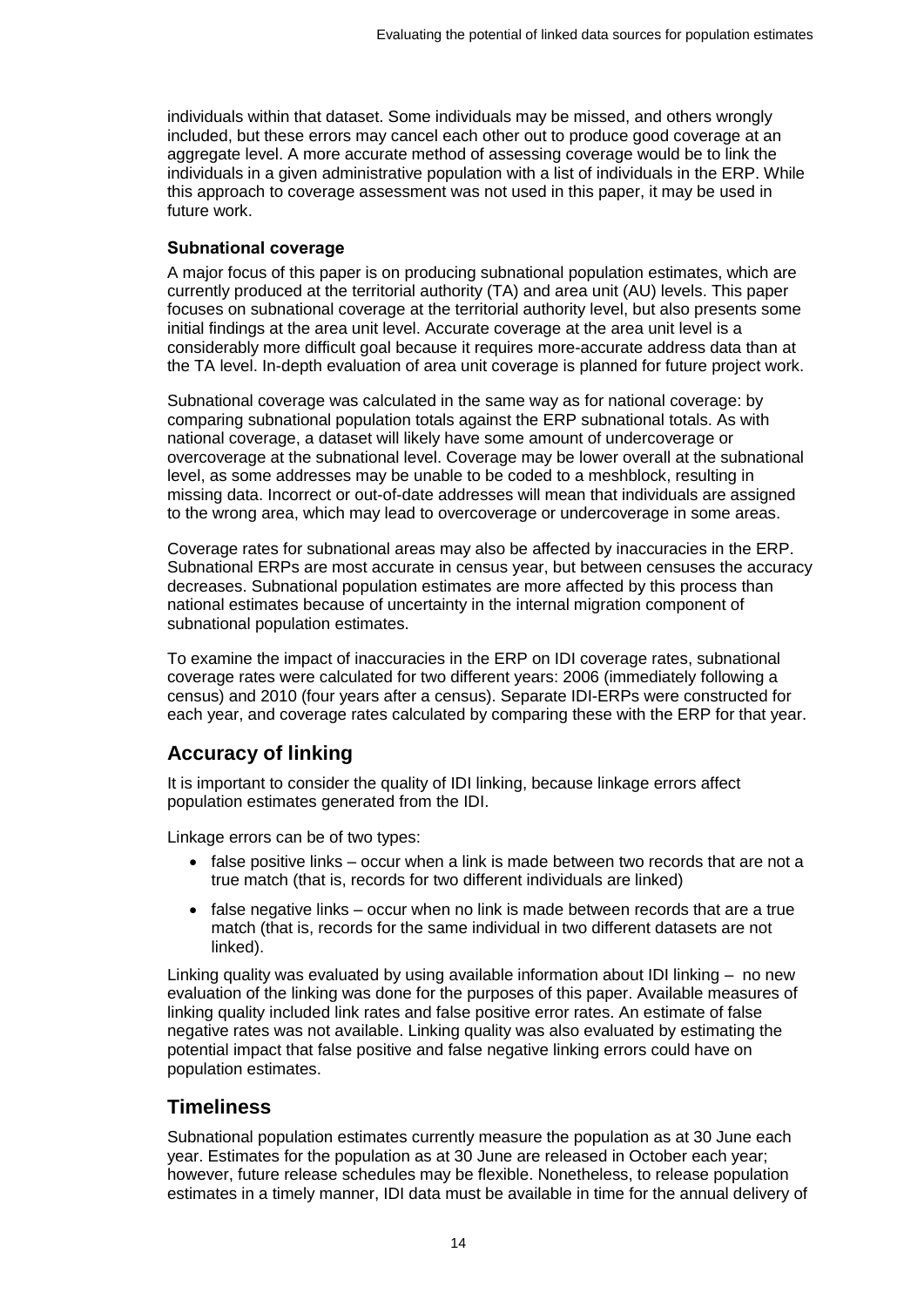individuals within that dataset. Some individuals may be missed, and others wrongly included, but these errors may cancel each other out to produce good coverage at an aggregate level. A more accurate method of assessing coverage would be to link the individuals in a given administrative population with a list of individuals in the ERP. While this approach to coverage assessment was not used in this paper, it may be used in future work.

### Subnational coverage

A major focus of this paper is on producing subnational population estimates, which are currently produced at the territorial authority (TA) and area unit (AU) levels. This paper focuses on subnational coverage at the territorial authority level, but also presents some initial findings at the area unit level. Accurate coverage at the area unit level is a considerably more difficult goal because it requires more-accurate address data than at the TA level. In-depth evaluation of area unit coverage is planned for future project work.

Subnational coverage was calculated in the same way as for national coverage: by comparing subnational population totals against the ERP subnational totals. As with national coverage, a dataset will likely have some amount of undercoverage or overcoverage at the subnational level. Coverage may be lower overall at the subnational level, as some addresses may be unable to be coded to a meshblock, resulting in missing data. Incorrect or out-of-date addresses will mean that individuals are assigned to the wrong area, which may lead to overcoverage or undercoverage in some areas.

Coverage rates for subnational areas may also be affected by inaccuracies in the ERP. Subnational ERPs are most accurate in census year, but between censuses the accuracy decreases. Subnational population estimates are more affected by this process than national estimates because of uncertainty in the internal migration component of subnational population estimates.

To examine the impact of inaccuracies in the ERP on IDI coverage rates, subnational coverage rates were calculated for two different years: 2006 (immediately following a census) and 2010 (four years after a census). Separate IDI-ERPs were constructed for each year, and coverage rates calculated by comparing these with the ERP for that year.

## Accuracy of linking

It is important to consider the quality of IDI linking, because linkage errors affect population estimates generated from the IDI.

Linkage errors can be of two types:

- false positive links – occur when a link is made between two records that are not a true match (that is, records for two different individuals are linked)
- false negative links – occur when no link is made between records that are a true match (that is, records for the same individual in two different datasets are not linked).

Linking quality was evaluated by using available information about IDI linking – no new evaluation of the linking was done for the purposes of this paper. Available measures of linking quality included link rates and false positive error rates. An estimate of false negative rates was not available. Linking quality was also evaluated by estimating the potential impact that false positive and false negative linking errors could have on population estimates.

## Timeliness

Subnational population estimates currently measure the population as at 30 June each year. Estimates for the population as at 30 June are released in October each year; however, future release schedules may be flexible. Nonetheless, to release population estimates in a timely manner, IDI data must be available in time for the annual delivery of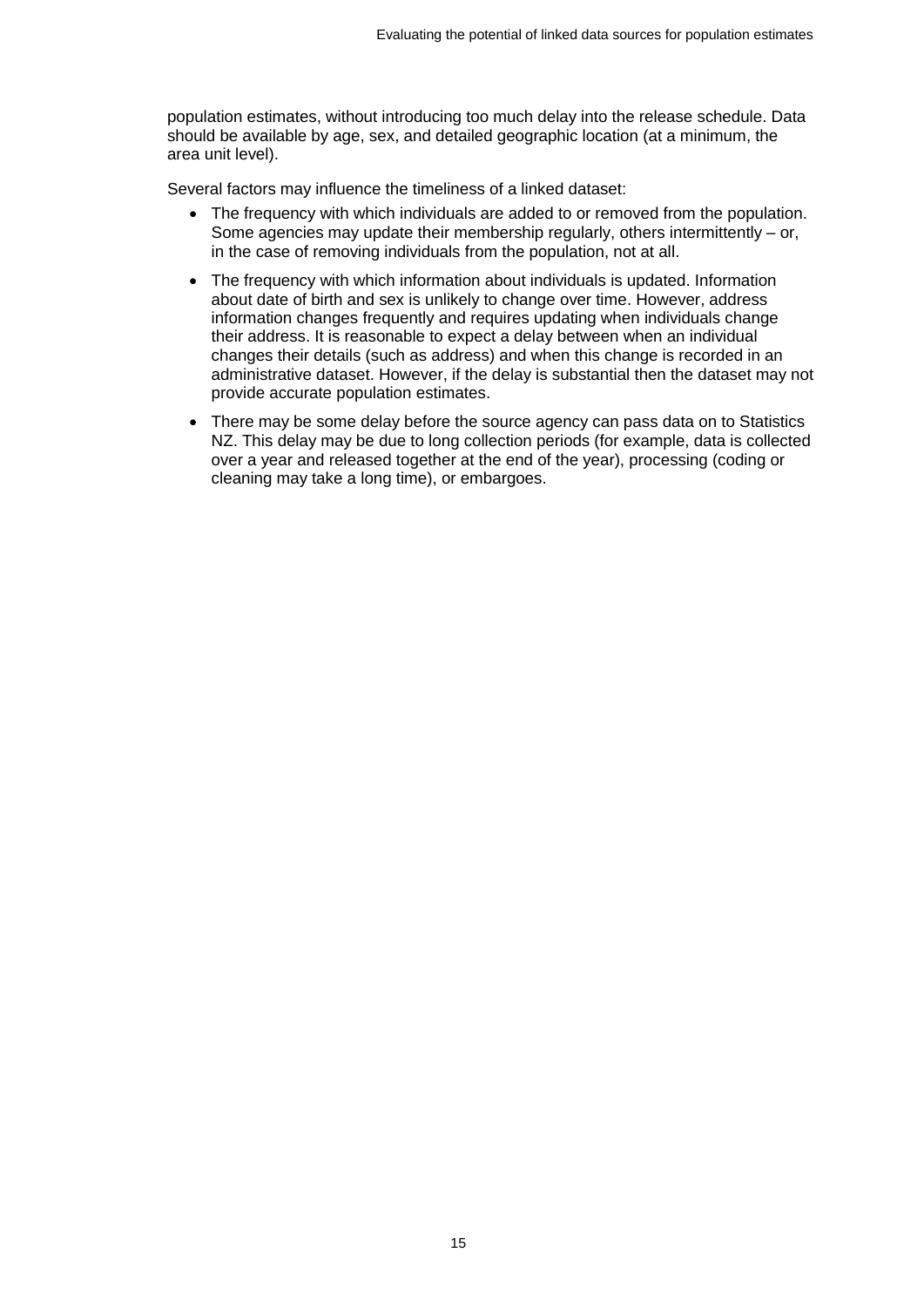population estimates, without introducing too much delay into the release schedule. Data should be available by age, sex, and detailed geographic location (at a minimum, the area unit level).

Several factors may influence the timeliness of a linked dataset:

- The frequency with which individuals are added to or removed from the population. Some agencies may update their membership regularly, others intermittently – or, in the case of removing individuals from the population, not at all.
- The frequency with which information about individuals is updated. Information about date of birth and sex is unlikely to change over time. However, address information changes frequently and requires updating when individuals change their address. It is reasonable to expect a delay between when an individual changes their details (such as address) and when this change is recorded in an administrative dataset. However, if the delay is substantial then the dataset may not provide accurate population estimates.
- There may be some delay before the source agency can pass data on to Statistics NZ. This delay may be due to long collection periods (for example, data is collected over a year and released together at the end of the year), processing (coding or cleaning may take a long time), or embargoes.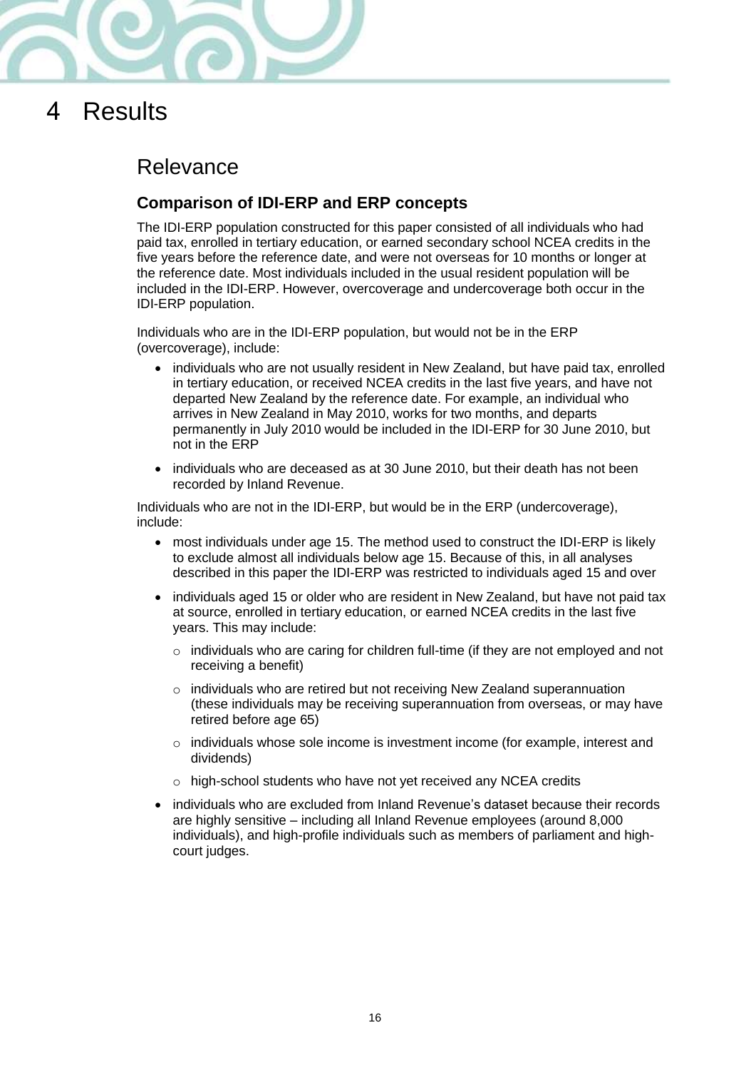# 4 Results

## Relevance

### Comparison of IDI-ERP and ERP concepts

The IDI-ERP population constructed for this paper consisted of all individuals who had paid tax, enrolled in tertiary education, or earned secondary school NCEA credits in the five years before the reference date, and were not overseas for 10 months or longer at the reference date. Most individuals included in the usual resident population will be included in the IDI-ERP. However, overcoverage and undercoverage both occur in the IDI-ERP population.

Individuals who are in the IDI-ERP population, but would not be in the ERP (overcoverage), include:

- individuals who are not usually resident in New Zealand, but have paid tax, enrolled in tertiary education, or received NCEA credits in the last five years, and have not departed New Zealand by the reference date. For example, an individual who arrives in New Zealand in May 2010, works for two months, and departs permanently in July 2010 would be included in the IDI-ERP for 30 June 2010, but not in the ERP
- individuals who are deceased as at 30 June 2010, but their death has not been recorded by Inland Revenue.

Individuals who are not in the IDI-ERP, but would be in the ERP (undercoverage), include:

- most individuals under age 15. The method used to construct the IDI-ERP is likely to exclude almost all individuals below age 15. Because of this, in all analyses described in this paper the IDI-ERP was restricted to individuals aged 15 and over
- individuals aged 15 or older who are resident in New Zealand, but have not paid tax at source, enrolled in tertiary education, or earned NCEA credits in the last five years. This may include:
  - individuals who are caring for children full-time (if they are not employed and not receiving a benefit)
  - individuals who are retired but not receiving New Zealand superannuation (these individuals may be receiving superannuation from overseas, or may have retired before age 65)
  - individuals whose sole income is investment income (for example, interest and dividends)
  - high-school students who have not yet received any NCEA credits
- individuals who are excluded from Inland Revenue's dataset because their records are highly sensitive – including all Inland Revenue employees (around 8,000 individuals), and high-profile individuals such as members of parliament and high-court judges.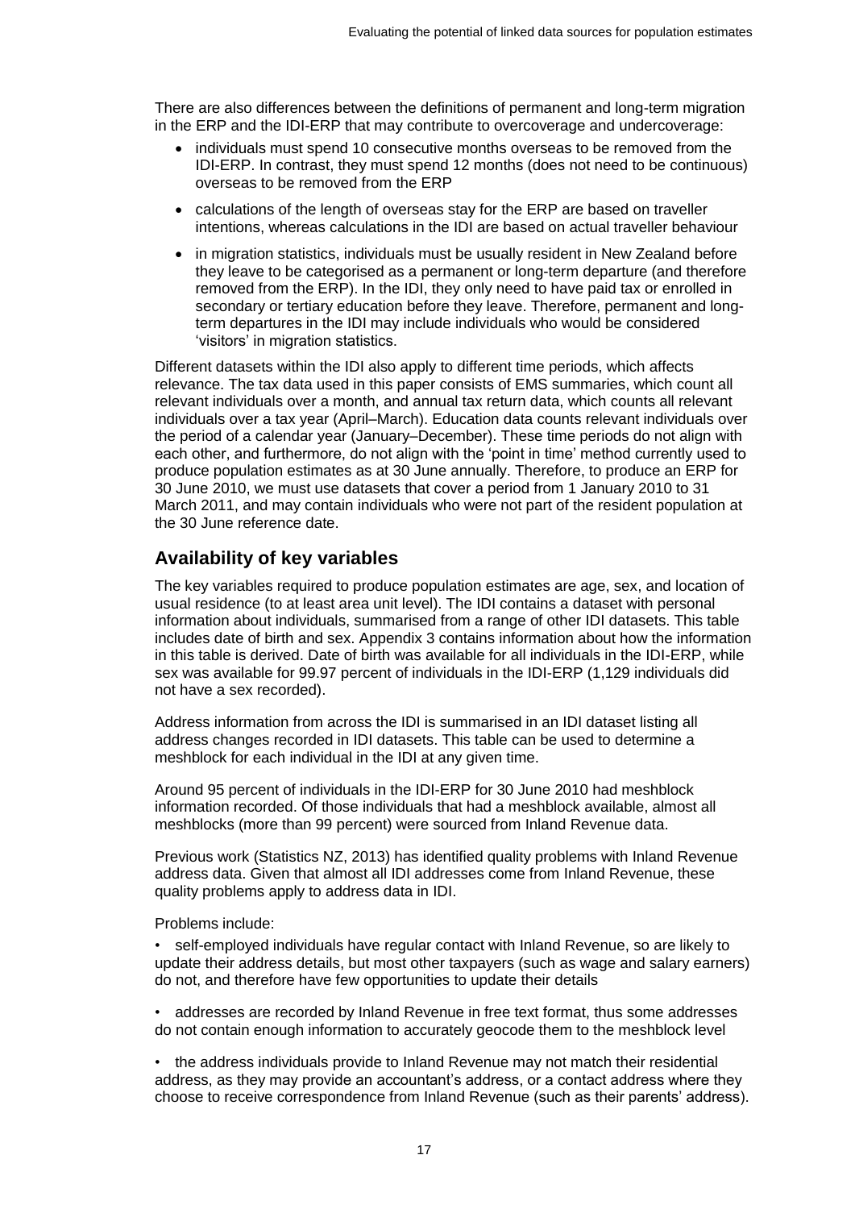There are also differences between the definitions of permanent and long-term migration in the ERP and the IDI-ERP that may contribute to overcoverage and undercoverage:

- individuals must spend 10 consecutive months overseas to be removed from the IDI-ERP. In contrast, they must spend 12 months (does not need to be continuous) overseas to be removed from the ERP
- calculations of the length of overseas stay for the ERP are based on traveller intentions, whereas calculations in the IDI are based on actual traveller behaviour
- in migration statistics, individuals must be usually resident in New Zealand before they leave to be categorised as a permanent or long-term departure (and therefore removed from the ERP). In the IDI, they only need to have paid tax or enrolled in secondary or tertiary education before they leave. Therefore, permanent and long-term departures in the IDI may include individuals who would be considered 'visitors' in migration statistics.

Different datasets within the IDI also apply to different time periods, which affects relevance. The tax data used in this paper consists of EMS summaries, which count all relevant individuals over a month, and annual tax return data, which counts all relevant individuals over a tax year (April–March). Education data counts relevant individuals over the period of a calendar year (January–December). These time periods do not align with each other, and furthermore, do not align with the 'point in time' method currently used to produce population estimates as at 30 June annually. Therefore, to produce an ERP for 30 June 2010, we must use datasets that cover a period from 1 January 2010 to 31 March 2011, and may contain individuals who were not part of the resident population at the 30 June reference date.

## Availability of key variables

The key variables required to produce population estimates are age, sex, and location of usual residence (to at least area unit level). The IDI contains a dataset with personal information about individuals, summarised from a range of other IDI datasets. This table includes date of birth and sex. Appendix 3 contains information about how the information in this table is derived. Date of birth was available for all individuals in the IDI-ERP, while sex was available for 99.97 percent of individuals in the IDI-ERP (1,129 individuals did not have a sex recorded).

Address information from across the IDI is summarised in an IDI dataset listing all address changes recorded in IDI datasets. This table can be used to determine a meshblock for each individual in the IDI at any given time.

Around 95 percent of individuals in the IDI-ERP for 30 June 2010 had meshblock information recorded. Of those individuals that had a meshblock available, almost all meshblocks (more than 99 percent) were sourced from Inland Revenue data.

Previous work (Statistics NZ, 2013) has identified quality problems with Inland Revenue address data. Given that almost all IDI addresses come from Inland Revenue, these quality problems apply to address data in IDI.

Problems include:

- self-employed individuals have regular contact with Inland Revenue, so are likely to update their address details, but most other taxpayers (such as wage and salary earners) do not, and therefore have few opportunities to update their details
- addresses are recorded by Inland Revenue in free text format, thus some addresses do not contain enough information to accurately geocode them to the meshblock level
- the address individuals provide to Inland Revenue may not match their residential address, as they may provide an accountant's address, or a contact address where they choose to receive correspondence from Inland Revenue (such as their parents' address).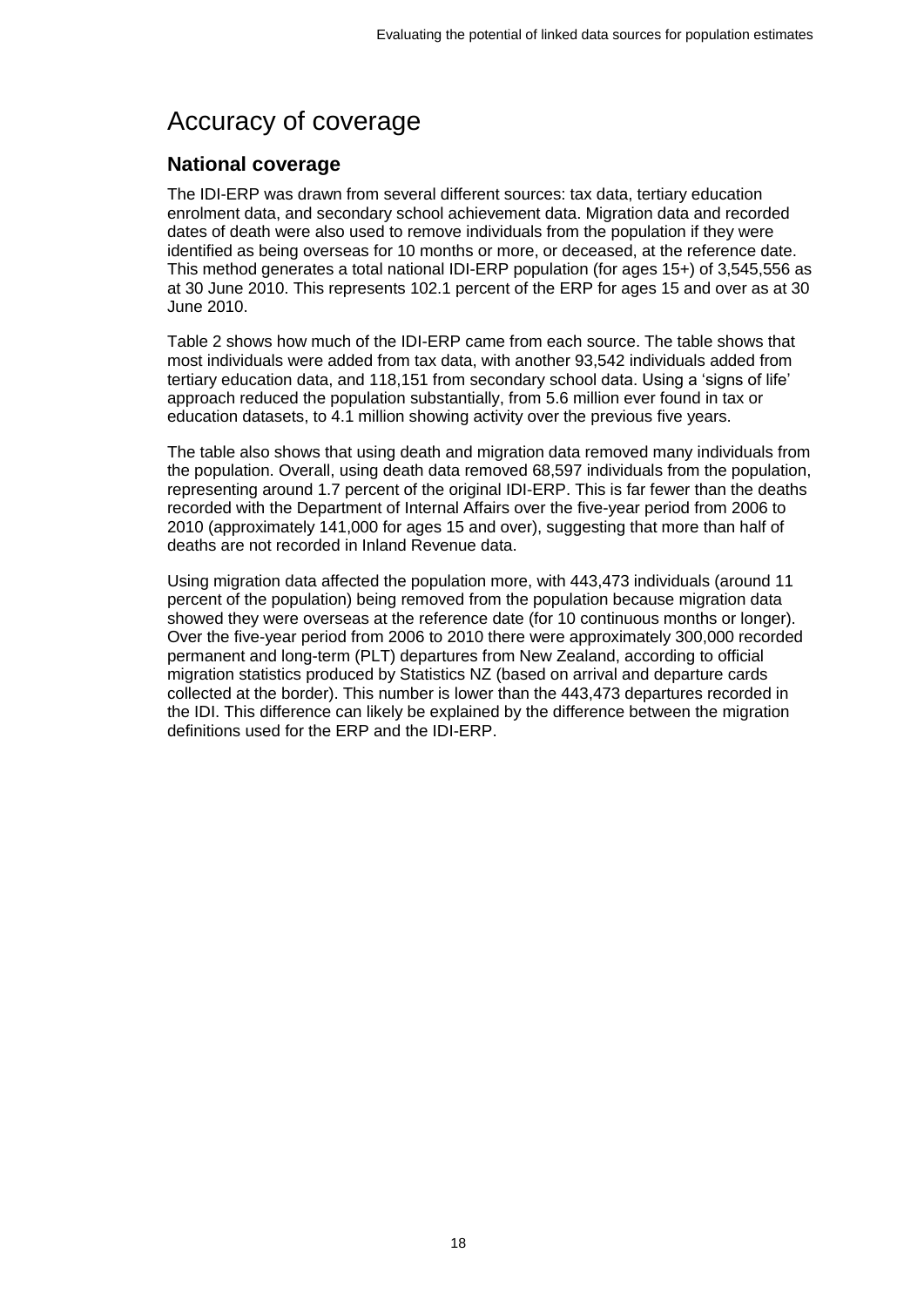# Accuracy of coverage

## National coverage

The IDI-ERP was drawn from several different sources: tax data, tertiary education enrolment data, and secondary school achievement data. Migration data and recorded dates of death were also used to remove individuals from the population if they were identified as being overseas for 10 months or more, or deceased, at the reference date. This method generates a total national IDI-ERP population (for ages 15+) of 3,545,556 as at 30 June 2010. This represents 102.1 percent of the ERP for ages 15 and over as at 30 June 2010.

Table 2 shows how much of the IDI-ERP came from each source. The table shows that most individuals were added from tax data, with another 93,542 individuals added from tertiary education data, and 118,151 from secondary school data. Using a 'signs of life' approach reduced the population substantially, from 5.6 million ever found in tax or education datasets, to 4.1 million showing activity over the previous five years.

The table also shows that using death and migration data removed many individuals from the population. Overall, using death data removed 68,597 individuals from the population, representing around 1.7 percent of the original IDI-ERP. This is far fewer than the deaths recorded with the Department of Internal Affairs over the five-year period from 2006 to 2010 (approximately 141,000 for ages 15 and over), suggesting that more than half of deaths are not recorded in Inland Revenue data.

Using migration data affected the population more, with 443,473 individuals (around 11 percent of the population) being removed from the population because migration data showed they were overseas at the reference date (for 10 continuous months or longer). Over the five-year period from 2006 to 2010 there were approximately 300,000 recorded permanent and long-term (PLT) departures from New Zealand, according to official migration statistics produced by Statistics NZ (based on arrival and departure cards collected at the border). This number is lower than the 443,473 departures recorded in the IDI. This difference can likely be explained by the difference between the migration definitions used for the ERP and the IDI-ERP.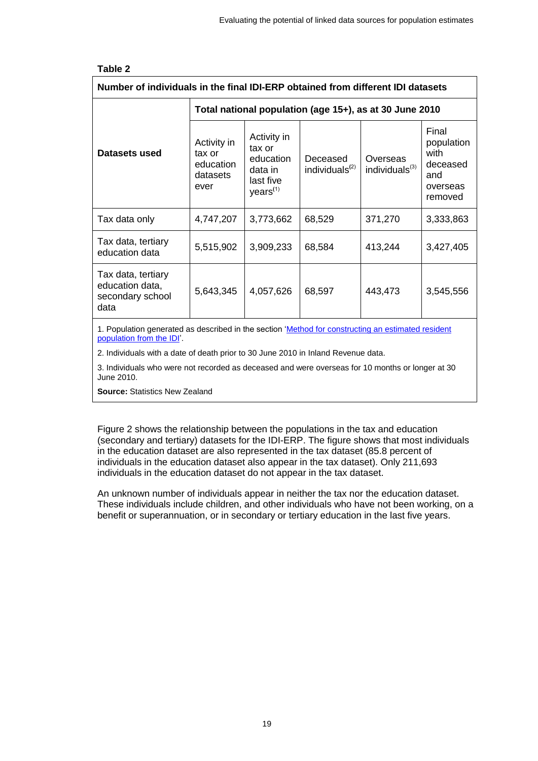**Table 2**

| Number of individuals in the final IDI-ERP obtained from different IDI datasets | | | | | |
|---|---|---|---|---|---|
| **Datasets used** | **Total national population (age 15+), as at 30 June 2010** | | | | |
| | Activity in tax or education datasets ever | Activity in tax or education data in last five years[1] | Deceased individuals[2] | Overseas individuals[3] | Final population with deceased and overseas removed |
| Tax data only | 4,747,207 | 3,773,662 | 68,529 | 371,270 | 3,333,863 |
| Tax data, tertiary education data | 5,515,902 | 3,909,233 | 68,584 | 413,244 | 3,427,405 |
| Tax data, tertiary education data, secondary school data | 5,643,345 | 4,057,626 | 68,597 | 443,473 | 3,545,556 |

1. Population generated as described in the section 'Method for constructing an estimated resident population from the IDI'.

2. Individuals with a date of death prior to 30 June 2010 in Inland Revenue data.

3. Individuals who were not recorded as deceased and were overseas for 10 months or longer at 30 June 2010.

**Source:** Statistics New Zealand

Figure 2 shows the relationship between the populations in the tax and education (secondary and tertiary) datasets for the IDI-ERP. The figure shows that most individuals in the education dataset are also represented in the tax dataset (85.8 percent of individuals in the education dataset also appear in the tax dataset). Only 211,693 individuals in the education dataset do not appear in the tax dataset.

An unknown number of individuals appear in neither the tax nor the education dataset. These individuals include children, and other individuals who have not been working, on a benefit or superannuation, or in secondary or tertiary education in the last five years.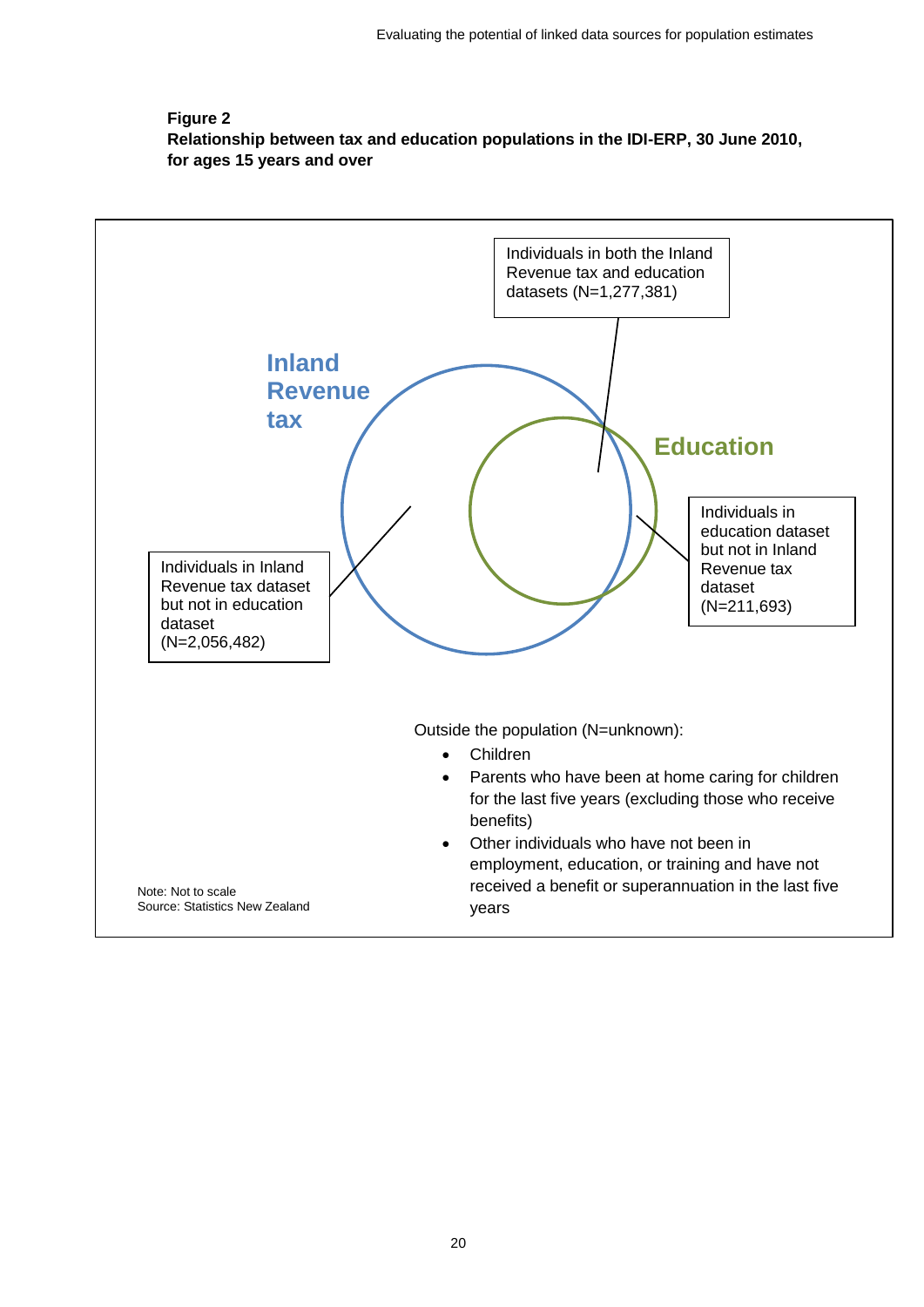**Figure 2**
**Relationship between tax and education populations in the IDI-ERP, 30 June 2010, for ages 15 years and over**

Inland Revenue tax

Education

Individuals in both the Inland Revenue tax and education datasets (N=1,277,381)

Individuals in Inland Revenue tax dataset but not in education dataset (N=2,056,482)

Individuals in education dataset but not in Inland Revenue tax dataset (N=211,693)

Outside the population (N=unknown):

- Children
- Parents who have been at home caring for children for the last five years (excluding those who receive benefits)
- Other individuals who have not been in employment, education, or training and have not received a benefit or superannuation in the last five years

Note: Not to scale
Source: Statistics New Zealand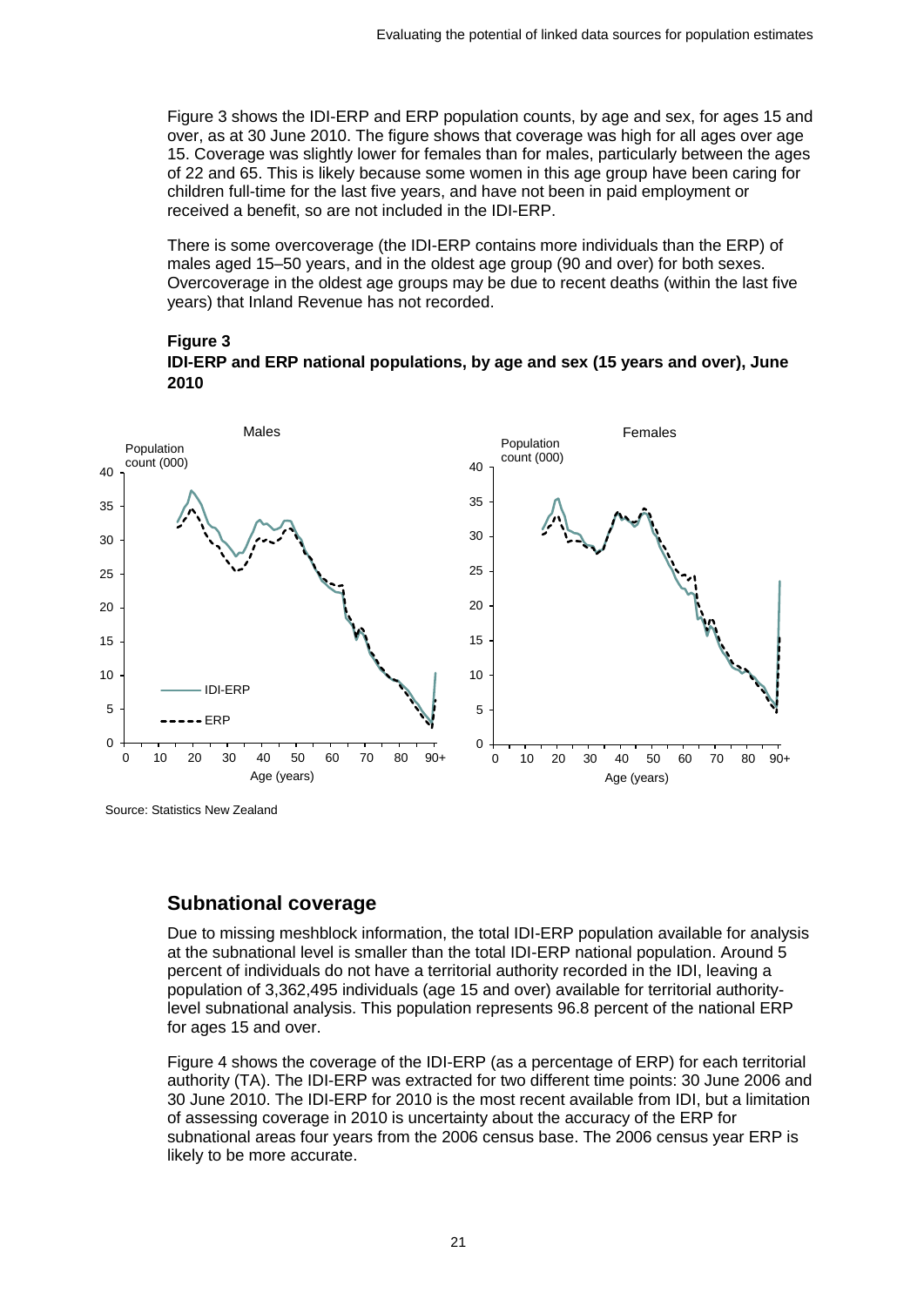Figure 3 shows the IDI-ERP and ERP population counts, by age and sex, for ages 15 and over, as at 30 June 2010. The figure shows that coverage was high for all ages over age 15. Coverage was slightly lower for females than for males, particularly between the ages of 22 and 65. This is likely because some women in this age group have been caring for children full-time for the last five years, and have not been in paid employment or received a benefit, so are not included in the IDI-ERP.

There is some overcoverage (the IDI-ERP contains more individuals than the ERP) of males aged 15–50 years, and in the oldest age group (90 and over) for both sexes. Overcoverage in the oldest age groups may be due to recent deaths (within the last five years) that Inland Revenue has not recorded.

**Figure 3**
**IDI-ERP and ERP national populations, by age and sex (15 years and over), June 2010**

Source: Statistics New Zealand

## Subnational coverage

Due to missing meshblock information, the total IDI-ERP population available for analysis at the subnational level is smaller than the total IDI-ERP national population. Around 5 percent of individuals do not have a territorial authority recorded in the IDI, leaving a population of 3,362,495 individuals (age 15 and over) available for territorial authority-level subnational analysis. This population represents 96.8 percent of the national ERP for ages 15 and over.

Figure 4 shows the coverage of the IDI-ERP (as a percentage of ERP) for each territorial authority (TA). The IDI-ERP was extracted for two different time points: 30 June 2006 and 30 June 2010. The IDI-ERP for 2010 is the most recent available from IDI, but a limitation of assessing coverage in 2010 is uncertainty about the accuracy of the ERP for subnational areas four years from the 2006 census base. The 2006 census year ERP is likely to be more accurate.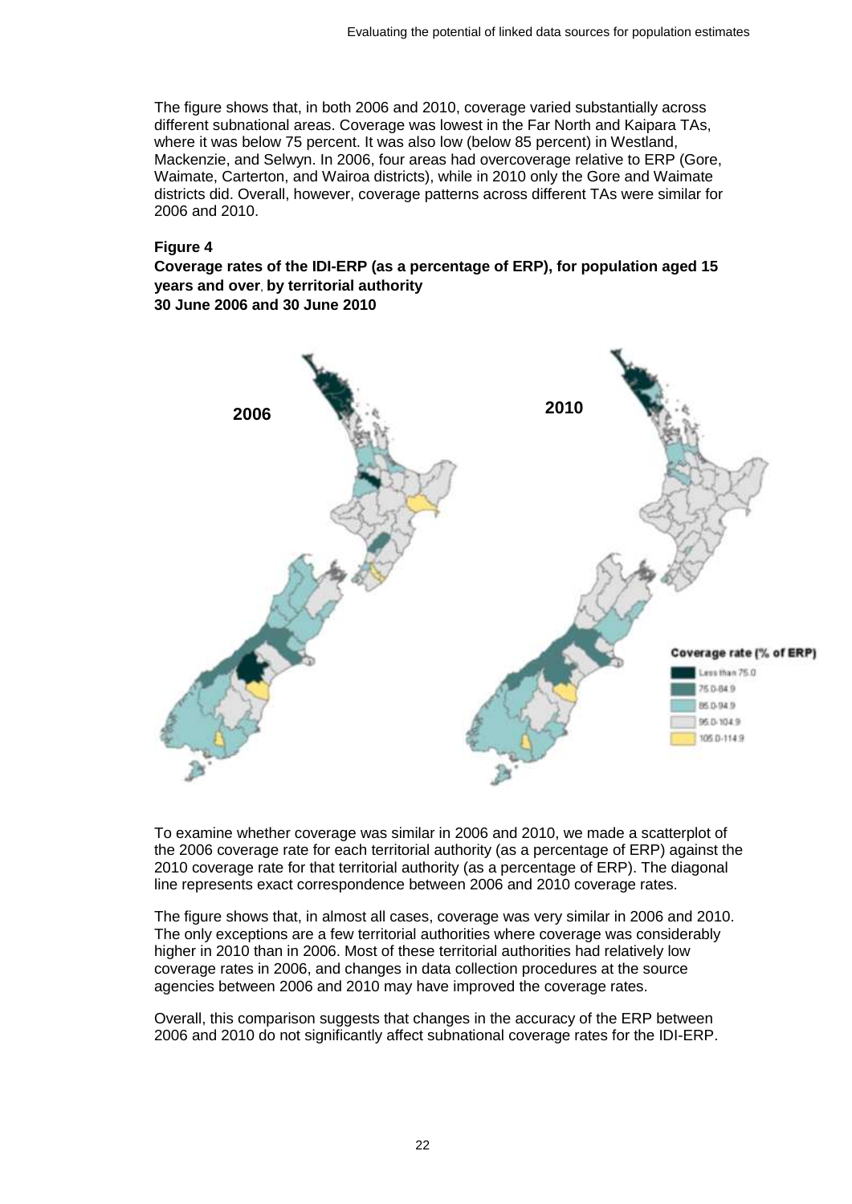The figure shows that, in both 2006 and 2010, coverage varied substantially across different subnational areas. Coverage was lowest in the Far North and Kaipara TAs, where it was below 75 percent. It was also low (below 85 percent) in Westland, Mackenzie, and Selwyn. In 2006, four areas had overcoverage relative to ERP (Gore, Waimate, Carterton, and Wairoa districts), while in 2010 only the Gore and Waimate districts did. Overall, however, coverage patterns across different TAs were similar for 2006 and 2010.

**Figure 4**
**Coverage rates of the IDI-ERP (as a percentage of ERP), for population aged 15 years and over, by territorial authority**
**30 June 2006 and 30 June 2010**

To examine whether coverage was similar in 2006 and 2010, we made a scatterplot of the 2006 coverage rate for each territorial authority (as a percentage of ERP) against the 2010 coverage rate for that territorial authority (as a percentage of ERP). The diagonal line represents exact correspondence between 2006 and 2010 coverage rates.

The figure shows that, in almost all cases, coverage was very similar in 2006 and 2010. The only exceptions are a few territorial authorities where coverage was considerably higher in 2010 than in 2006. Most of these territorial authorities had relatively low coverage rates in 2006, and changes in data collection procedures at the source agencies between 2006 and 2010 may have improved the coverage rates.

Overall, this comparison suggests that changes in the accuracy of the ERP between 2006 and 2010 do not significantly affect subnational coverage rates for the IDI-ERP.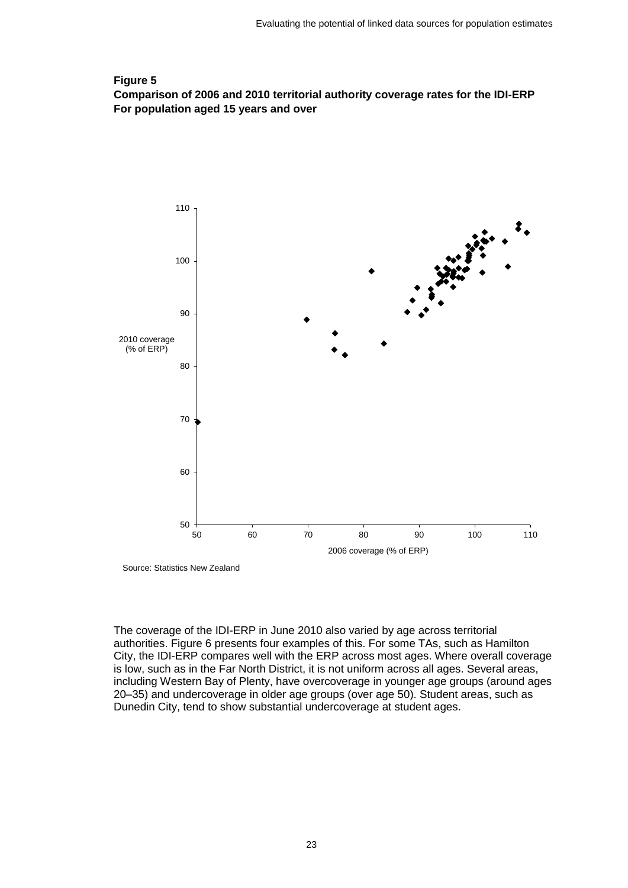**Figure 5**
**Comparison of 2006 and 2010 territorial authority coverage rates for the IDI-ERP**
**For population aged 15 years and over**

Source: Statistics New Zealand

The coverage of the IDI-ERP in June 2010 also varied by age across territorial authorities. Figure 6 presents four examples of this. For some TAs, such as Hamilton City, the IDI-ERP compares well with the ERP across most ages. Where overall coverage is low, such as in the Far North District, it is not uniform across all ages. Several areas, including Western Bay of Plenty, have overcoverage in younger age groups (around ages 20–35) and undercoverage in older age groups (over age 50). Student areas, such as Dunedin City, tend to show substantial undercoverage at student ages.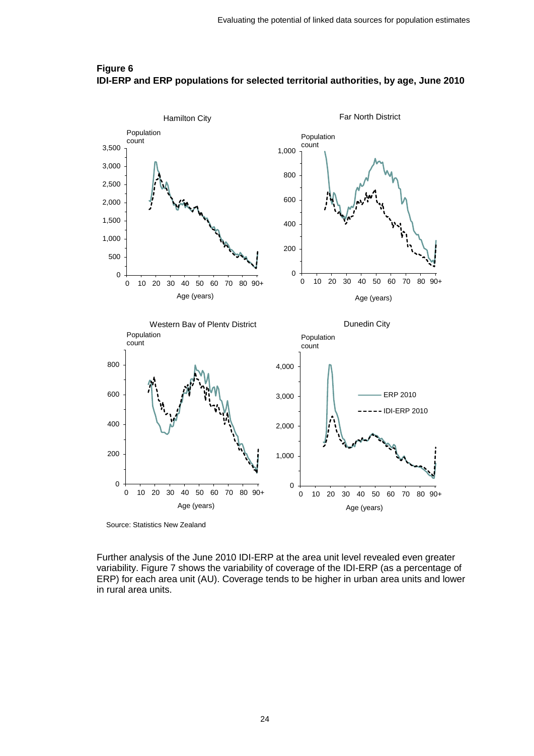**Figure 6**
**IDI-ERP and ERP populations for selected territorial authorities, by age, June 2010**

Source: Statistics New Zealand

Further analysis of the June 2010 IDI-ERP at the area unit level revealed even greater variability. Figure 7 shows the variability of coverage of the IDI-ERP (as a percentage of ERP) for each area unit (AU). Coverage tends to be higher in urban area units and lower in rural area units.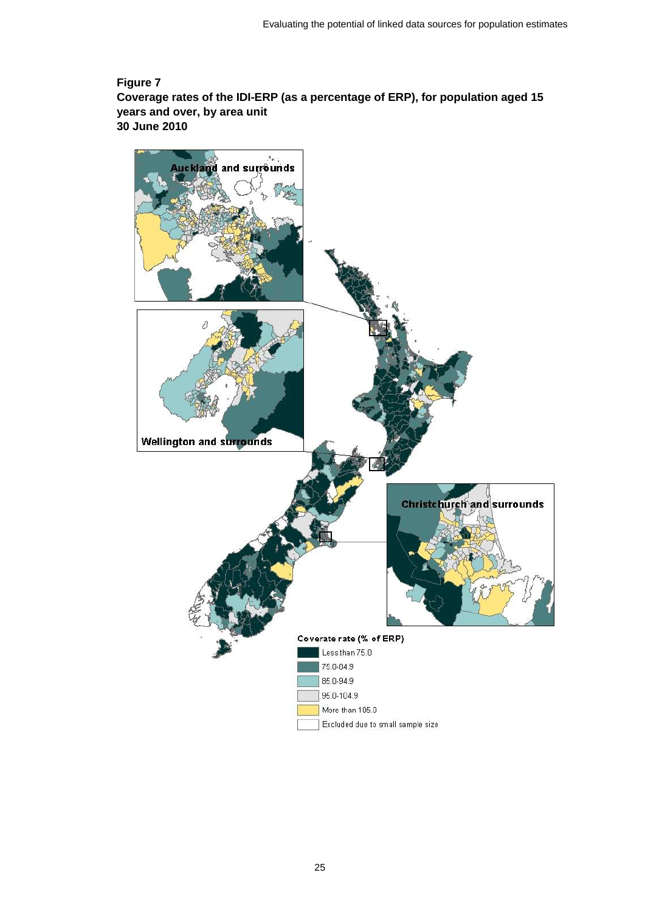**Figure 7**
**Coverage rates of the IDI-ERP (as a percentage of ERP), for population aged 15 years and over, by area unit**
**30 June 2010**

Auckland and surrounds

Wellington and surrounds

Christchurch and surrounds

Coverate rate (% of ERP)

- Less than 75.0
- 75.0-84.9
- 85.0-94.9
- 95.0-104.9
- More than 105.0
- Excluded due to small sample size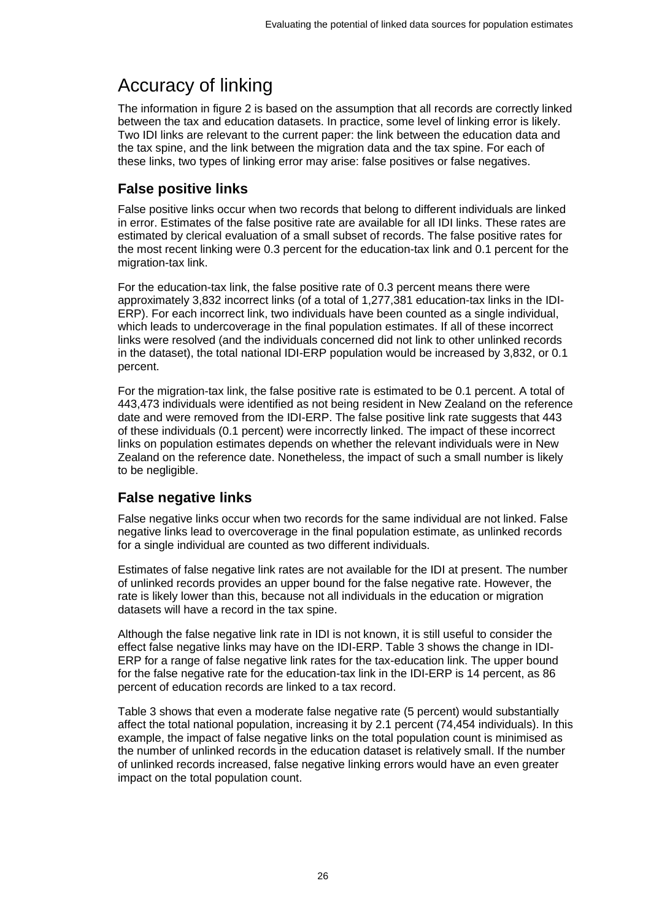# Accuracy of linking

The information in figure 2 is based on the assumption that all records are correctly linked between the tax and education datasets. In practice, some level of linking error is likely. Two IDI links are relevant to the current paper: the link between the education data and the tax spine, and the link between the migration data and the tax spine. For each of these links, two types of linking error may arise: false positives or false negatives.

## False positive links

False positive links occur when two records that belong to different individuals are linked in error. Estimates of the false positive rate are available for all IDI links. These rates are estimated by clerical evaluation of a small subset of records. The false positive rates for the most recent linking were 0.3 percent for the education-tax link and 0.1 percent for the migration-tax link.

For the education-tax link, the false positive rate of 0.3 percent means there were approximately 3,832 incorrect links (of a total of 1,277,381 education-tax links in the IDI-ERP). For each incorrect link, two individuals have been counted as a single individual, which leads to undercoverage in the final population estimates. If all of these incorrect links were resolved (and the individuals concerned did not link to other unlinked records in the dataset), the total national IDI-ERP population would be increased by 3,832, or 0.1 percent.

For the migration-tax link, the false positive rate is estimated to be 0.1 percent. A total of 443,473 individuals were identified as not being resident in New Zealand on the reference date and were removed from the IDI-ERP. The false positive link rate suggests that 443 of these individuals (0.1 percent) were incorrectly linked. The impact of these incorrect links on population estimates depends on whether the relevant individuals were in New Zealand on the reference date. Nonetheless, the impact of such a small number is likely to be negligible.

## False negative links

False negative links occur when two records for the same individual are not linked. False negative links lead to overcoverage in the final population estimate, as unlinked records for a single individual are counted as two different individuals.

Estimates of false negative link rates are not available for the IDI at present. The number of unlinked records provides an upper bound for the false negative rate. However, the rate is likely lower than this, because not all individuals in the education or migration datasets will have a record in the tax spine.

Although the false negative link rate in IDI is not known, it is still useful to consider the effect false negative links may have on the IDI-ERP. Table 3 shows the change in IDI-ERP for a range of false negative link rates for the tax-education link. The upper bound for the false negative rate for the education-tax link in the IDI-ERP is 14 percent, as 86 percent of education records are linked to a tax record.

Table 3 shows that even a moderate false negative rate (5 percent) would substantially affect the total national population, increasing it by 2.1 percent (74,454 individuals). In this example, the impact of false negative links on the total population count is minimised as the number of unlinked records in the education dataset is relatively small. If the number of unlinked records increased, false negative linking errors would have an even greater impact on the total population count.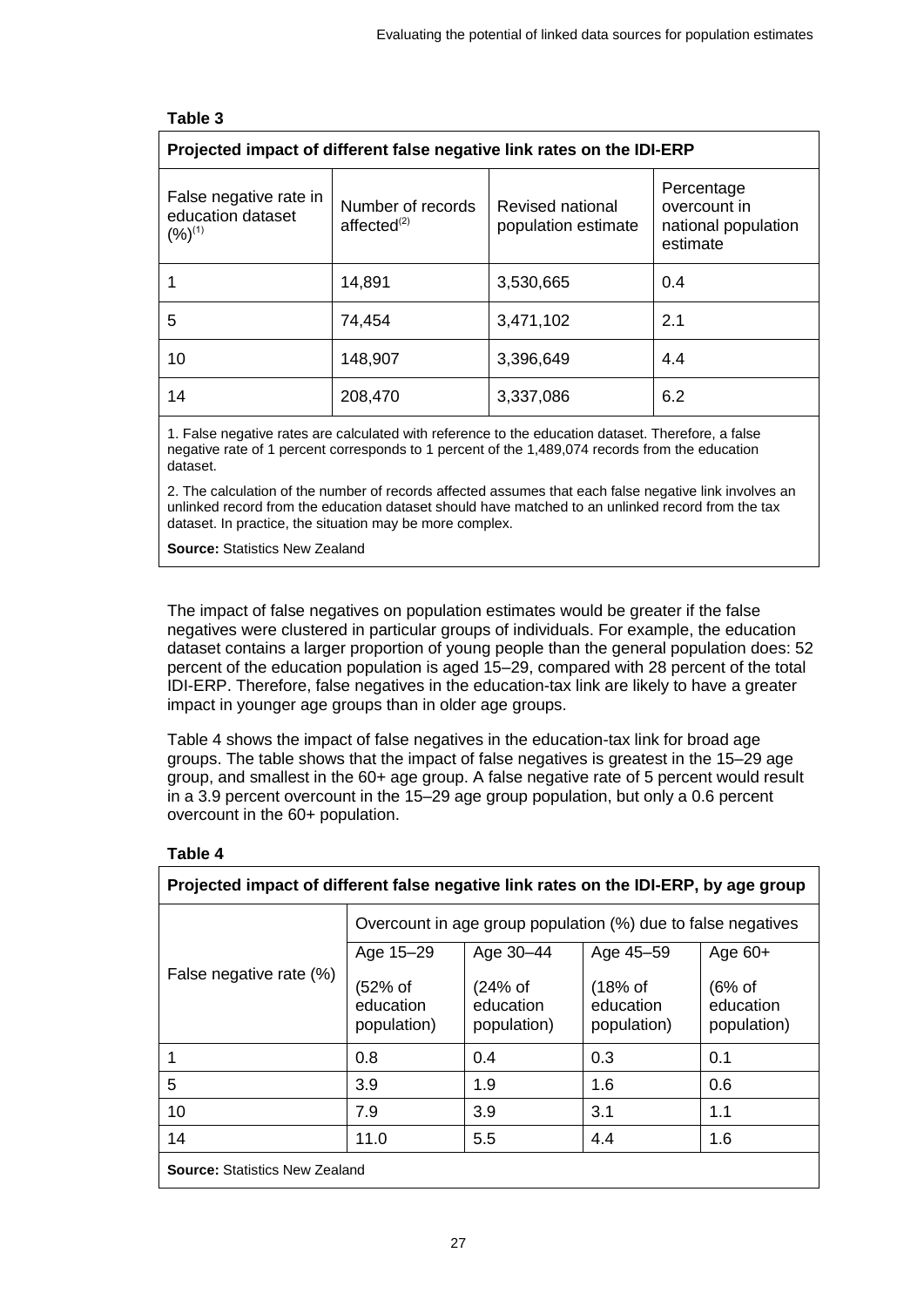**Table 3**

| Projected impact of different false negative link rates on the IDI-ERP | | | |
|---|---|---|---|
| False negative rate in education dataset (%)[1] | Number of records affected[2] | Revised national population estimate | Percentage overcount in national population estimate |
| 1 | 14,891 | 3,530,665 | 0.4 |
| 5 | 74,454 | 3,471,102 | 2.1 |
| 10 | 148,907 | 3,396,649 | 4.4 |
| 14 | 208,470 | 3,337,086 | 6.2 |

1. False negative rates are calculated with reference to the education dataset. Therefore, a false negative rate of 1 percent corresponds to 1 percent of the 1,489,074 records from the education dataset.

2. The calculation of the number of records affected assumes that each false negative link involves an unlinked record from the education dataset should have matched to an unlinked record from the tax dataset. In practice, the situation may be more complex.

**Source:** Statistics New Zealand

The impact of false negatives on population estimates would be greater if the false negatives were clustered in particular groups of individuals. For example, the education dataset contains a larger proportion of young people than the general population does: 52 percent of the education population is aged 15–29, compared with 28 percent of the total IDI-ERP. Therefore, false negatives in the education-tax link are likely to have a greater impact in younger age groups than in older age groups.

Table 4 shows the impact of false negatives in the education-tax link for broad age groups. The table shows that the impact of false negatives is greatest in the 15–29 age group, and smallest in the 60+ age group. A false negative rate of 5 percent would result in a 3.9 percent overcount in the 15–29 age group population, but only a 0.6 percent overcount in the 60+ population.

**Table 4**

| Projected impact of different false negative link rates on the IDI-ERP, by age group | | | | |
|---|---|---|---|---|
| False negative rate (%) | Overcount in age group population (%) due to false negatives | | | |
| | Age 15–29 (52% of education population) | Age 30–44 (24% of education population) | Age 45–59 (18% of education population) | Age 60+ (6% of education population) |
| 1 | 0.8 | 0.4 | 0.3 | 0.1 |
| 5 | 3.9 | 1.9 | 1.6 | 0.6 |
| 10 | 7.9 | 3.9 | 3.1 | 1.1 |
| 14 | 11.0 | 5.5 | 4.4 | 1.6 |

**Source:** Statistics New Zealand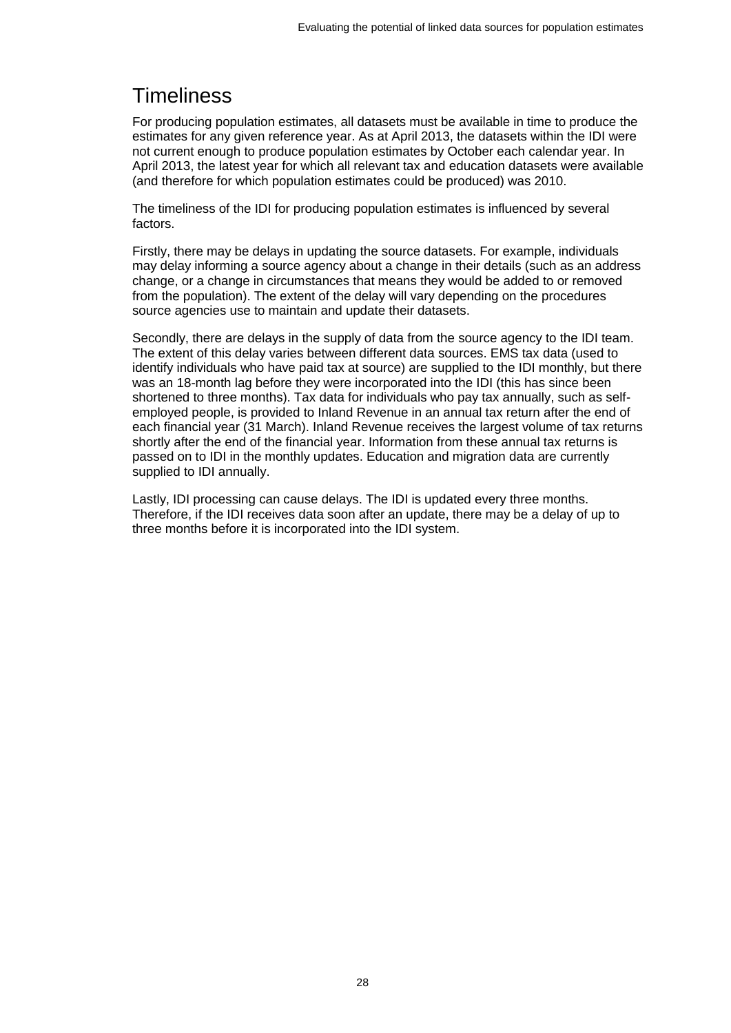# Timeliness

For producing population estimates, all datasets must be available in time to produce the estimates for any given reference year. As at April 2013, the datasets within the IDI were not current enough to produce population estimates by October each calendar year. In April 2013, the latest year for which all relevant tax and education datasets were available (and therefore for which population estimates could be produced) was 2010.

The timeliness of the IDI for producing population estimates is influenced by several factors.

Firstly, there may be delays in updating the source datasets. For example, individuals may delay informing a source agency about a change in their details (such as an address change, or a change in circumstances that means they would be added to or removed from the population). The extent of the delay will vary depending on the procedures source agencies use to maintain and update their datasets.

Secondly, there are delays in the supply of data from the source agency to the IDI team. The extent of this delay varies between different data sources. EMS tax data (used to identify individuals who have paid tax at source) are supplied to the IDI monthly, but there was an 18-month lag before they were incorporated into the IDI (this has since been shortened to three months). Tax data for individuals who pay tax annually, such as self-employed people, is provided to Inland Revenue in an annual tax return after the end of each financial year (31 March). Inland Revenue receives the largest volume of tax returns shortly after the end of the financial year. Information from these annual tax returns is passed on to IDI in the monthly updates. Education and migration data are currently supplied to IDI annually.

Lastly, IDI processing can cause delays. The IDI is updated every three months. Therefore, if the IDI receives data soon after an update, there may be a delay of up to three months before it is incorporated into the IDI system.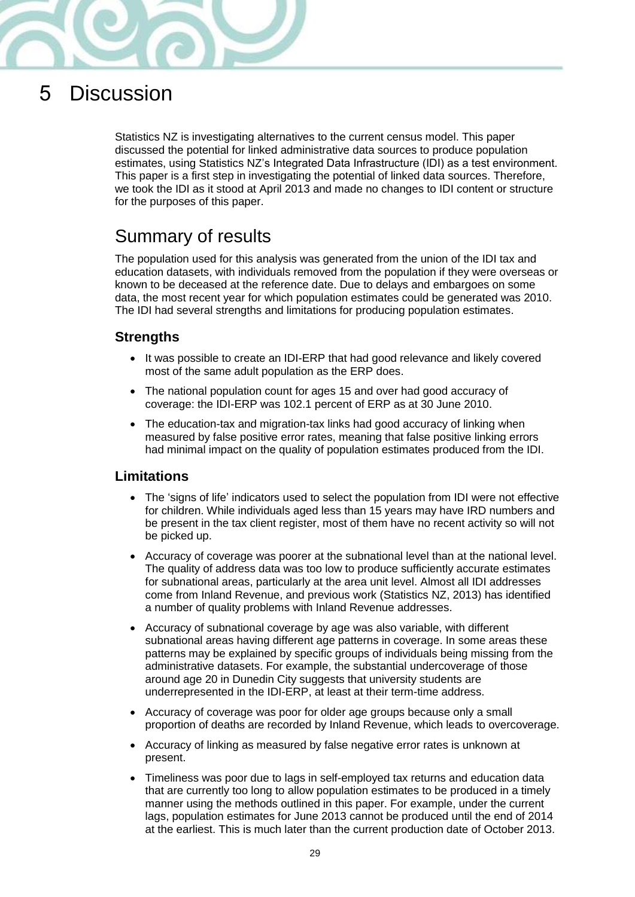# 5 Discussion

Statistics NZ is investigating alternatives to the current census model. This paper discussed the potential for linked administrative data sources to produce population estimates, using Statistics NZ's Integrated Data Infrastructure (IDI) as a test environment. This paper is a first step in investigating the potential of linked data sources. Therefore, we took the IDI as it stood at April 2013 and made no changes to IDI content or structure for the purposes of this paper.

## Summary of results

The population used for this analysis was generated from the union of the IDI tax and education datasets, with individuals removed from the population if they were overseas or known to be deceased at the reference date. Due to delays and embargoes on some data, the most recent year for which population estimates could be generated was 2010. The IDI had several strengths and limitations for producing population estimates.

### Strengths

- It was possible to create an IDI-ERP that had good relevance and likely covered most of the same adult population as the ERP does.
- The national population count for ages 15 and over had good accuracy of coverage: the IDI-ERP was 102.1 percent of ERP as at 30 June 2010.
- The education-tax and migration-tax links had good accuracy of linking when measured by false positive error rates, meaning that false positive linking errors had minimal impact on the quality of population estimates produced from the IDI.

### Limitations

- The 'signs of life' indicators used to select the population from IDI were not effective for children. While individuals aged less than 15 years may have IRD numbers and be present in the tax client register, most of them have no recent activity so will not be picked up.
- Accuracy of coverage was poorer at the subnational level than at the national level. The quality of address data was too low to produce sufficiently accurate estimates for subnational areas, particularly at the area unit level. Almost all IDI addresses come from Inland Revenue, and previous work (Statistics NZ, 2013) has identified a number of quality problems with Inland Revenue addresses.
- Accuracy of subnational coverage by age was also variable, with different subnational areas having different age patterns in coverage. In some areas these patterns may be explained by specific groups of individuals being missing from the administrative datasets. For example, the substantial undercoverage of those around age 20 in Dunedin City suggests that university students are underrepresented in the IDI-ERP, at least at their term-time address.
- Accuracy of coverage was poor for older age groups because only a small proportion of deaths are recorded by Inland Revenue, which leads to overcoverage.
- Accuracy of linking as measured by false negative error rates is unknown at present.
- Timeliness was poor due to lags in self-employed tax returns and education data that are currently too long to allow population estimates to be produced in a timely manner using the methods outlined in this paper. For example, under the current lags, population estimates for June 2013 cannot be produced until the end of 2014 at the earliest. This is much later than the current production date of October 2013.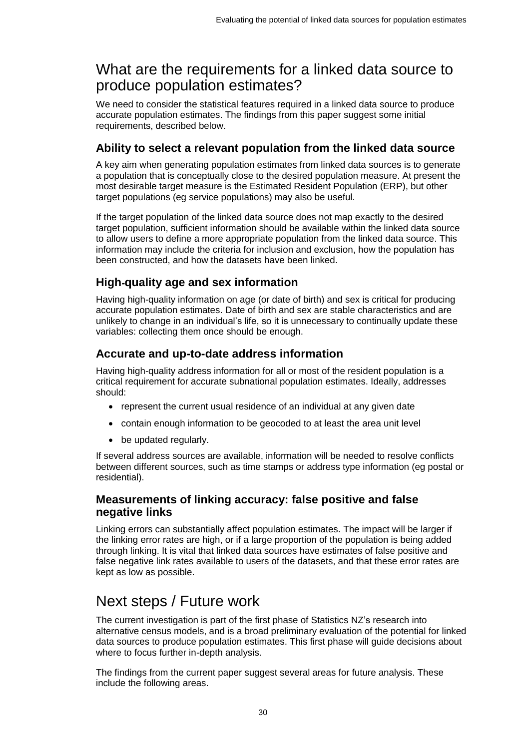# What are the requirements for a linked data source to produce population estimates?

We need to consider the statistical features required in a linked data source to produce accurate population estimates. The findings from this paper suggest some initial requirements, described below.

## Ability to select a relevant population from the linked data source

A key aim when generating population estimates from linked data sources is to generate a population that is conceptually close to the desired population measure. At present the most desirable target measure is the Estimated Resident Population (ERP), but other target populations (eg service populations) may also be useful.

If the target population of the linked data source does not map exactly to the desired target population, sufficient information should be available within the linked data source to allow users to define a more appropriate population from the linked data source. This information may include the criteria for inclusion and exclusion, how the population has been constructed, and how the datasets have been linked.

## High-quality age and sex information

Having high-quality information on age (or date of birth) and sex is critical for producing accurate population estimates. Date of birth and sex are stable characteristics and are unlikely to change in an individual's life, so it is unnecessary to continually update these variables: collecting them once should be enough.

## Accurate and up-to-date address information

Having high-quality address information for all or most of the resident population is a critical requirement for accurate subnational population estimates. Ideally, addresses should:

- represent the current usual residence of an individual at any given date
- contain enough information to be geocoded to at least the area unit level
- be updated regularly.

If several address sources are available, information will be needed to resolve conflicts between different sources, such as time stamps or address type information (eg postal or residential).

## Measurements of linking accuracy: false positive and false negative links

Linking errors can substantially affect population estimates. The impact will be larger if the linking error rates are high, or if a large proportion of the population is being added through linking. It is vital that linked data sources have estimates of false positive and false negative link rates available to users of the datasets, and that these error rates are kept as low as possible.

# Next steps / Future work

The current investigation is part of the first phase of Statistics NZ's research into alternative census models, and is a broad preliminary evaluation of the potential for linked data sources to produce population estimates. This first phase will guide decisions about where to focus further in-depth analysis.

The findings from the current paper suggest several areas for future analysis. These include the following areas.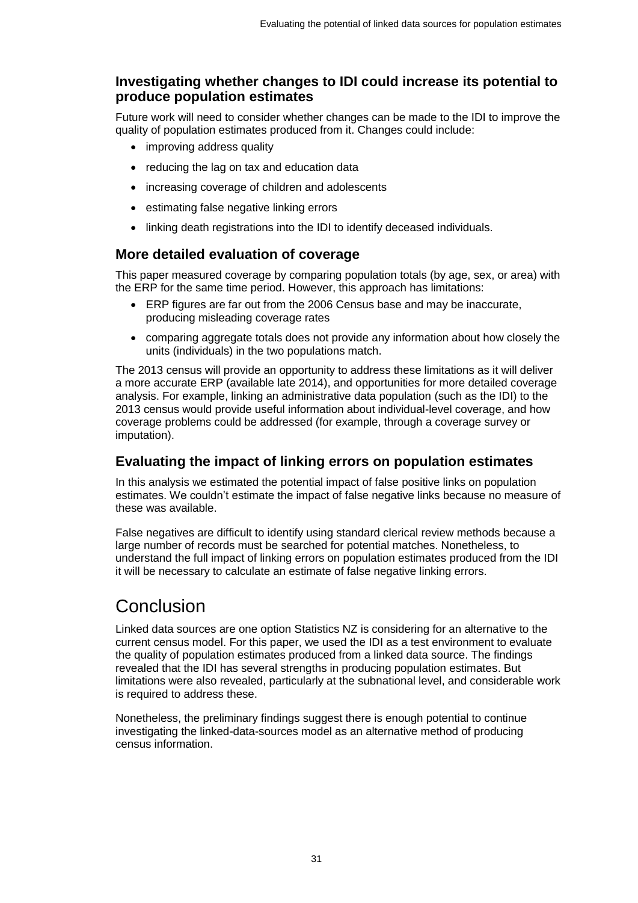### Investigating whether changes to IDI could increase its potential to produce population estimates

Future work will need to consider whether changes can be made to the IDI to improve the quality of population estimates produced from it. Changes could include:

- improving address quality
- reducing the lag on tax and education data
- increasing coverage of children and adolescents
- estimating false negative linking errors
- linking death registrations into the IDI to identify deceased individuals.

### More detailed evaluation of coverage

This paper measured coverage by comparing population totals (by age, sex, or area) with the ERP for the same time period. However, this approach has limitations:

- ERP figures are far out from the 2006 Census base and may be inaccurate, producing misleading coverage rates
- comparing aggregate totals does not provide any information about how closely the units (individuals) in the two populations match.

The 2013 census will provide an opportunity to address these limitations as it will deliver a more accurate ERP (available late 2014), and opportunities for more detailed coverage analysis. For example, linking an administrative data population (such as the IDI) to the 2013 census would provide useful information about individual-level coverage, and how coverage problems could be addressed (for example, through a coverage survey or imputation).

### Evaluating the impact of linking errors on population estimates

In this analysis we estimated the potential impact of false positive links on population estimates. We couldn't estimate the impact of false negative links because no measure of these was available.

False negatives are difficult to identify using standard clerical review methods because a large number of records must be searched for potential matches. Nonetheless, to understand the full impact of linking errors on population estimates produced from the IDI it will be necessary to calculate an estimate of false negative linking errors.

# Conclusion

Linked data sources are one option Statistics NZ is considering for an alternative to the current census model. For this paper, we used the IDI as a test environment to evaluate the quality of population estimates produced from a linked data source. The findings revealed that the IDI has several strengths in producing population estimates. But limitations were also revealed, particularly at the subnational level, and considerable work is required to address these.

Nonetheless, the preliminary findings suggest there is enough potential to continue investigating the linked-data-sources model as an alternative method of producing census information.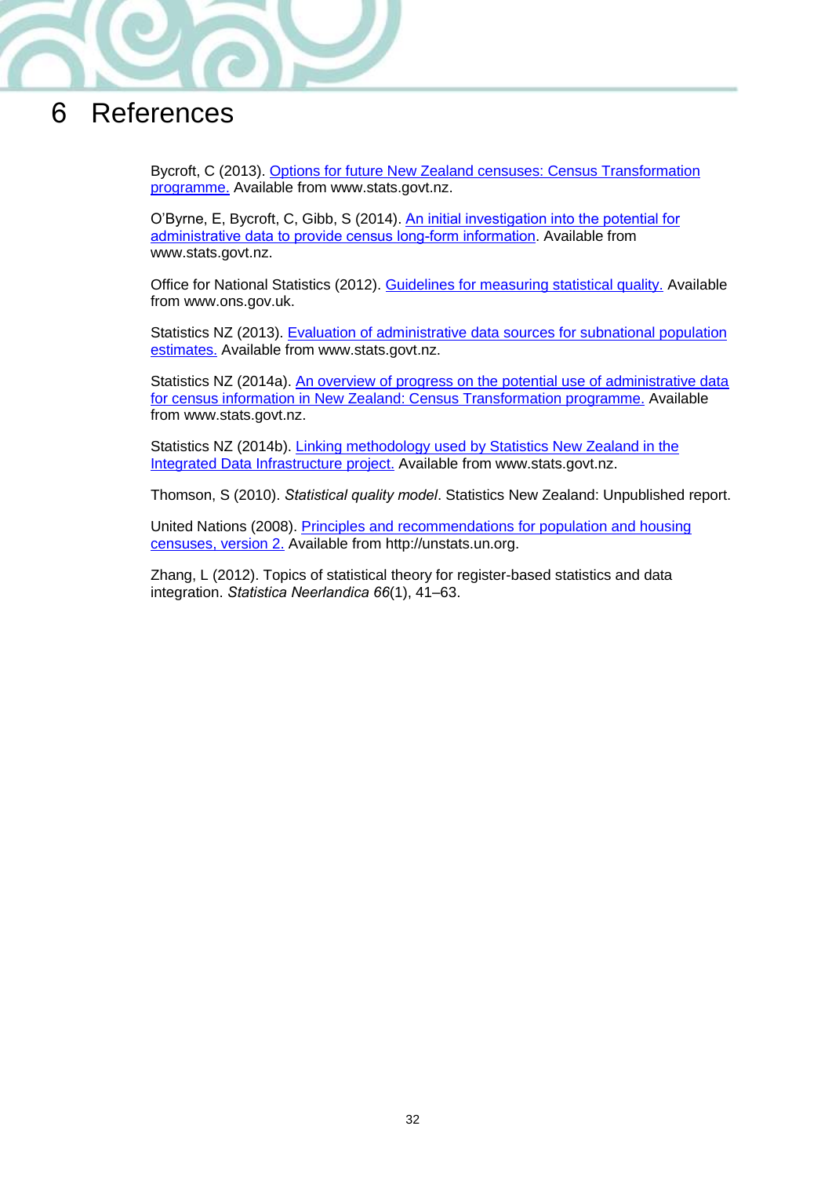# 6 References

Bycroft, C (2013). Options for future New Zealand censuses: Census Transformation programme. Available from www.stats.govt.nz.

O'Byrne, E, Bycroft, C, Gibb, S (2014). An initial investigation into the potential for administrative data to provide census long-form information. Available from www.stats.govt.nz.

Office for National Statistics (2012). Guidelines for measuring statistical quality. Available from www.ons.gov.uk.

Statistics NZ (2013). Evaluation of administrative data sources for subnational population estimates. Available from www.stats.govt.nz.

Statistics NZ (2014a). An overview of progress on the potential use of administrative data for census information in New Zealand: Census Transformation programme. Available from www.stats.govt.nz.

Statistics NZ (2014b). Linking methodology used by Statistics New Zealand in the Integrated Data Infrastructure project. Available from www.stats.govt.nz.

Thomson, S (2010). *Statistical quality model*. Statistics New Zealand: Unpublished report.

United Nations (2008). Principles and recommendations for population and housing censuses, version 2. Available from http://unstats.un.org.

Zhang, L (2012). Topics of statistical theory for register-based statistics and data integration. *Statistica Neerlandica 66*(1), 41–63.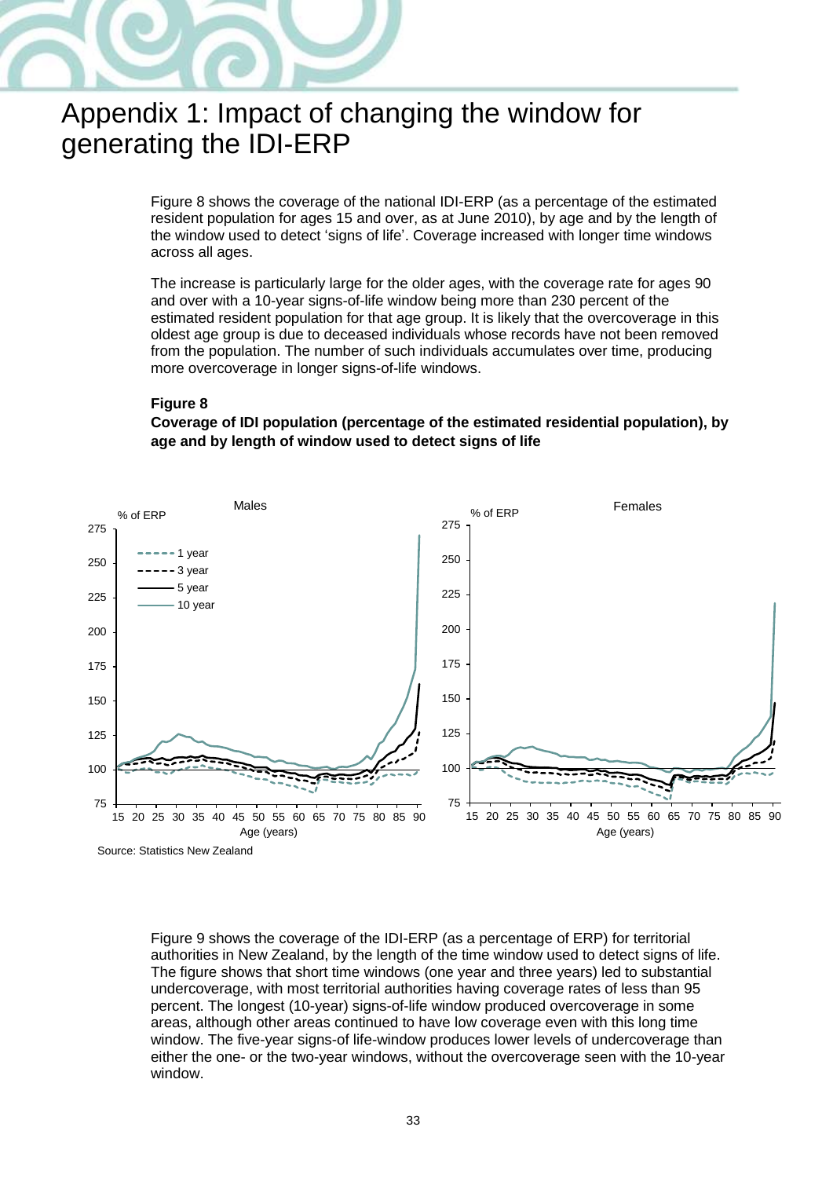# Appendix 1: Impact of changing the window for generating the IDI-ERP

Figure 8 shows the coverage of the national IDI-ERP (as a percentage of the estimated resident population for ages 15 and over, as at June 2010), by age and by the length of the window used to detect 'signs of life'. Coverage increased with longer time windows across all ages.

The increase is particularly large for the older ages, with the coverage rate for ages 90 and over with a 10-year signs-of-life window being more than 230 percent of the estimated resident population for that age group. It is likely that the overcoverage in this oldest age group is due to deceased individuals whose records have not been removed from the population. The number of such individuals accumulates over time, producing more overcoverage in longer signs-of-life windows.

**Figure 8**

**Coverage of IDI population (percentage of the estimated residential population), by age and by length of window used to detect signs of life**

Source: Statistics New Zealand

Figure 9 shows the coverage of the IDI-ERP (as a percentage of ERP) for territorial authorities in New Zealand, by the length of the time window used to detect signs of life. The figure shows that short time windows (one year and three years) led to substantial undercoverage, with most territorial authorities having coverage rates of less than 95 percent. The longest (10-year) signs-of-life window produced overcoverage in some areas, although other areas continued to have low coverage even with this long time window. The five-year signs-of life-window produces lower levels of undercoverage than either the one- or the two-year windows, without the overcoverage seen with the 10-year window.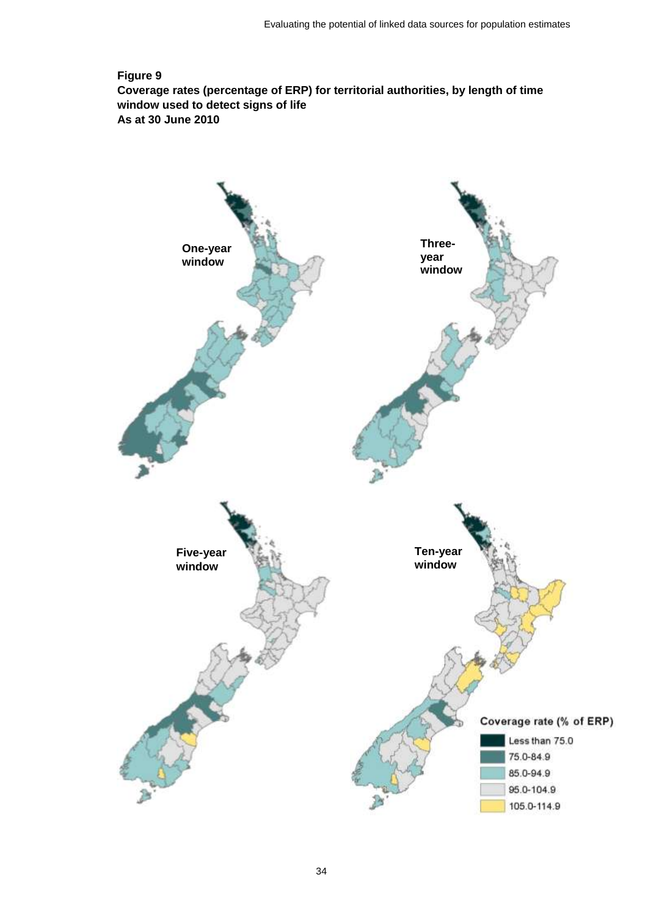**Figure 9**
**Coverage rates (percentage of ERP) for territorial authorities, by length of time window used to detect signs of life**
**As at 30 June 2010**

One-year window

Three-year window

Five-year window

Ten-year window

Coverage rate (% of ERP)

- Less than 75.0
- 75.0-84.9
- 85.0-94.9
- 95.0-104.9
- 105.0-114.9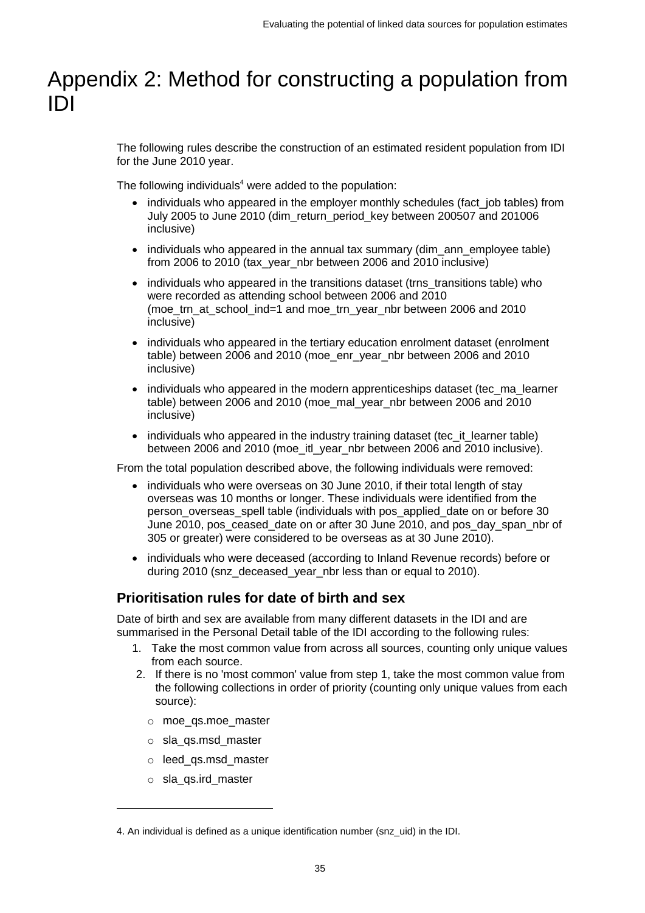# Appendix 2: Method for constructing a population from IDI

The following rules describe the construction of an estimated resident population from IDI for the June 2010 year.

The following individuals[4] were added to the population:

- individuals who appeared in the employer monthly schedules (fact_job tables) from July 2005 to June 2010 (dim_return_period_key between 200507 and 201006 inclusive)
- individuals who appeared in the annual tax summary (dim_ann_employee table) from 2006 to 2010 (tax_year_nbr between 2006 and 2010 inclusive)
- individuals who appeared in the transitions dataset (trns_transitions table) who were recorded as attending school between 2006 and 2010 (moe_trn_at_school_ind=1 and moe_trn_year_nbr between 2006 and 2010 inclusive)
- individuals who appeared in the tertiary education enrolment dataset (enrolment table) between 2006 and 2010 (moe_enr_year_nbr between 2006 and 2010 inclusive)
- individuals who appeared in the modern apprenticeships dataset (tec_ma_learner table) between 2006 and 2010 (moe_mal_year_nbr between 2006 and 2010 inclusive)
- individuals who appeared in the industry training dataset (tec_it_learner table) between 2006 and 2010 (moe_itl_year_nbr between 2006 and 2010 inclusive).

From the total population described above, the following individuals were removed:

- individuals who were overseas on 30 June 2010, if their total length of stay overseas was 10 months or longer. These individuals were identified from the person_overseas_spell table (individuals with pos_applied_date on or before 30 June 2010, pos_ceased_date on or after 30 June 2010, and pos_day_span_nbr of 305 or greater) were considered to be overseas as at 30 June 2010).
- individuals who were deceased (according to Inland Revenue records) before or during 2010 (snz_deceased_year_nbr less than or equal to 2010).

## Prioritisation rules for date of birth and sex

Date of birth and sex are available from many different datasets in the IDI and are summarised in the Personal Detail table of the IDI according to the following rules:

1. Take the most common value from across all sources, counting only unique values from each source.
2. If there is no 'most common' value from step 1, take the most common value from the following collections in order of priority (counting only unique values from each source):
   - moe_qs.moe_master
   - sla_qs.msd_master
   - leed_qs.msd_master
   - sla_qs.ird_master

---

4. An individual is defined as a unique identification number (snz_uid) in the IDI.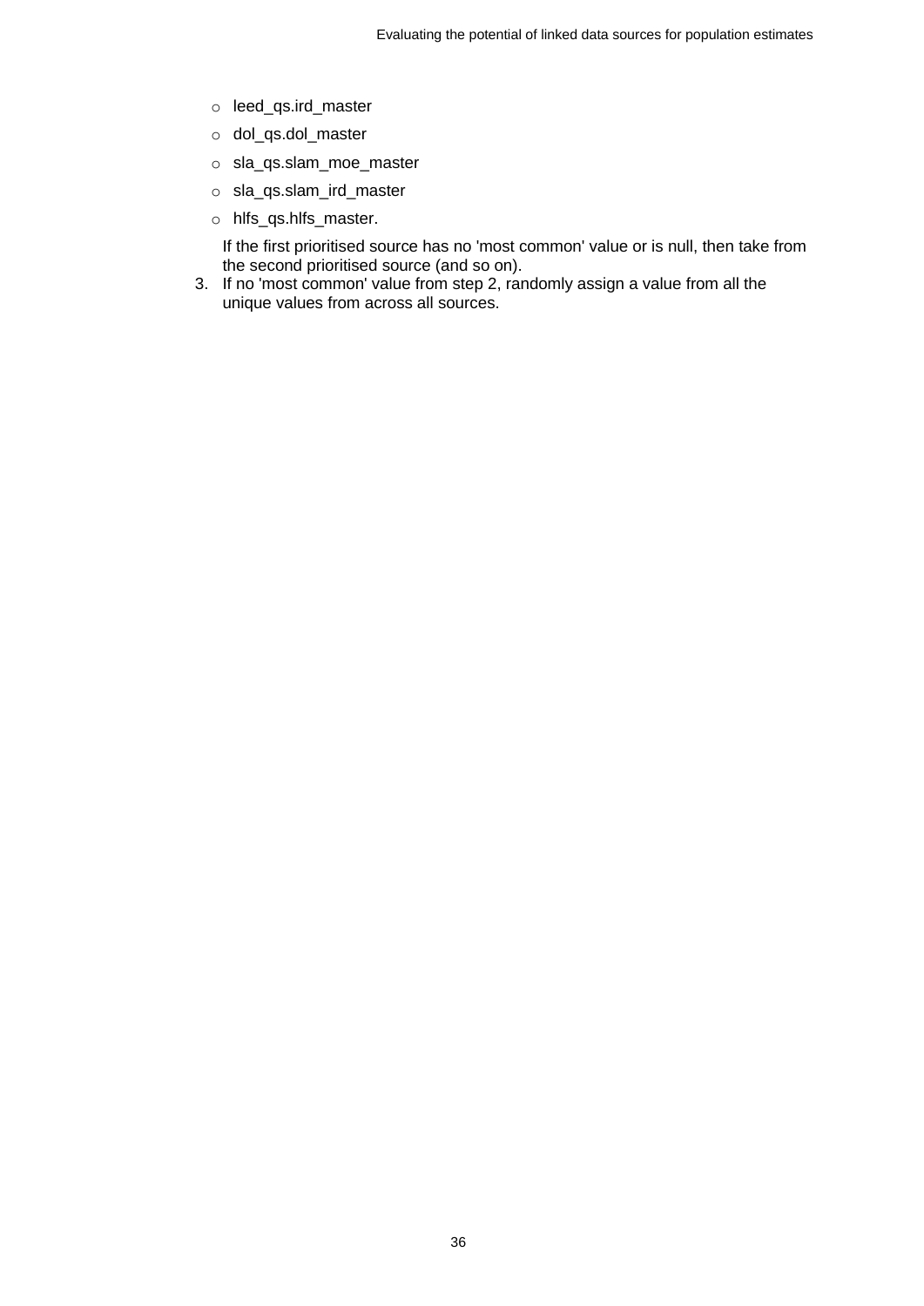- leed_qs.ird_master
   - dol_qs.dol_master
   - sla_qs.slam_moe_master
   - sla_qs.slam_ird_master
   - hlfs_qs.hlfs_master.

   If the first prioritised source has no 'most common' value or is null, then take from the second prioritised source (and so on).

3. If no 'most common' value from step 2, randomly assign a value from all the unique values from across all sources.